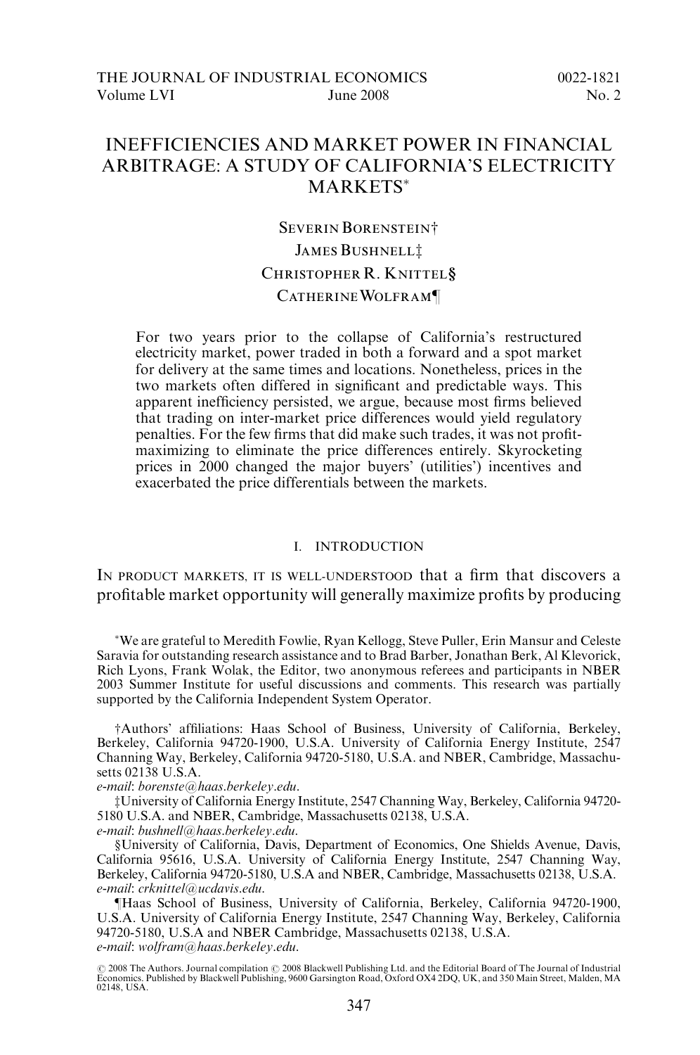# INEFFICIENCIES AND MARKET POWER IN FINANCIAL ARBITRAGE: A STUDY OF CALIFORNIA'S ELECTRICITY MARKETS*

SEVERIN BORENSTEIN†
JAMES BUSHNELL‡
CHRISTOPHER R. KNITTEL§
CATHERINE WOLFRAM¶

For two years prior to the collapse of California's restructured electricity market, power traded in both a forward and a spot market for delivery at the same times and locations. Nonetheless, prices in the two markets often differed in significant and predictable ways. This apparent inefficiency persisted, we argue, because most firms believed that trading on inter-market price differences would yield regulatory penalties. For the few firms that did make such trades, it was not profit-maximizing to eliminate the price differences entirely. Skyrocketing prices in 2000 changed the major buyers' (utilities') incentives and exacerbated the price differentials between the markets.

## I. INTRODUCTION

IN PRODUCT MARKETS, IT IS WELL-UNDERSTOOD that a firm that discovers a profitable market opportunity will generally maximize profits by producing

---

*We are grateful to Meredith Fowlie, Ryan Kellogg, Steve Puller, Erin Mansur and Celeste Saravia for outstanding research assistance and to Brad Barber, Jonathan Berk, Al Klevorick, Rich Lyons, Frank Wolak, the Editor, two anonymous referees and participants in NBER 2003 Summer Institute for useful discussions and comments. This research was partially supported by the California Independent System Operator.

†Authors' affiliations: Haas School of Business, University of California, Berkeley, Berkeley, California 94720-1900, U.S.A. University of California Energy Institute, 2547 Channing Way, Berkeley, California 94720-5180, U.S.A. and NBER, Cambridge, Massachusetts 02138 U.S.A.
*e-mail*: borenste@haas.berkeley.edu.

‡University of California Energy Institute, 2547 Channing Way, Berkeley, California 94720-5180 U.S.A. and NBER, Cambridge, Massachusetts 02138, U.S.A.
*e-mail*: bushnell@haas.berkeley.edu.

§University of California, Davis, Department of Economics, One Shields Avenue, Davis, California 95616, U.S.A. University of California Energy Institute, 2547 Channing Way, Berkeley, California 94720-5180, U.S.A and NBER, Cambridge, Massachusetts 02138, U.S.A.
*e-mail*: crknittel@ucdavis.edu.

¶Haas School of Business, University of California, Berkeley, California 94720-1900, U.S.A. University of California Energy Institute, 2547 Channing Way, Berkeley, California 94720-5180, U.S.A and NBER Cambridge, Massachusetts 02138, U.S.A.
*e-mail*: wolfram@haas.berkeley.edu.

© 2008 The Authors. Journal compilation © 2008 Blackwell Publishing Ltd. and the Editorial Board of The Journal of Industrial Economics. Published by Blackwell Publishing, 9600 Garsington Road, Oxford OX4 2DQ, UK, and 350 Main Street, Malden, MA 02148, USA.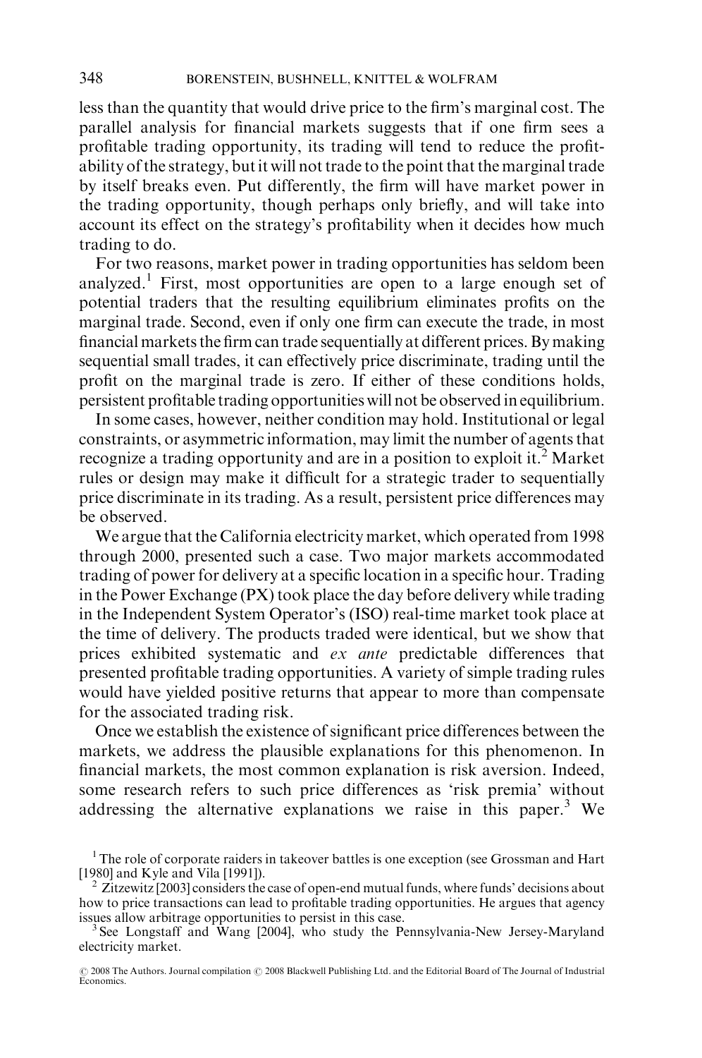less than the quantity that would drive price to the firm's marginal cost. The parallel analysis for financial markets suggests that if one firm sees a profitable trading opportunity, its trading will tend to reduce the profitability of the strategy, but it will not trade to the point that the marginal trade by itself breaks even. Put differently, the firm will have market power in the trading opportunity, though perhaps only briefly, and will take into account its effect on the strategy's profitability when it decides how much trading to do.

For two reasons, market power in trading opportunities has seldom been analyzed.[1] First, most opportunities are open to a large enough set of potential traders that the resulting equilibrium eliminates profits on the marginal trade. Second, even if only one firm can execute the trade, in most financial markets the firm can trade sequentially at different prices. By making sequential small trades, it can effectively price discriminate, trading until the profit on the marginal trade is zero. If either of these conditions holds, persistent profitable trading opportunities will not be observed in equilibrium.

In some cases, however, neither condition may hold. Institutional or legal constraints, or asymmetric information, may limit the number of agents that recognize a trading opportunity and are in a position to exploit it.[2] Market rules or design may make it difficult for a strategic trader to sequentially price discriminate in its trading. As a result, persistent price differences may be observed.

We argue that the California electricity market, which operated from 1998 through 2000, presented such a case. Two major markets accommodated trading of power for delivery at a specific location in a specific hour. Trading in the Power Exchange (PX) took place the day before delivery while trading in the Independent System Operator's (ISO) real-time market took place at the time of delivery. The products traded were identical, but we show that prices exhibited systematic and *ex ante* predictable differences that presented profitable trading opportunities. A variety of simple trading rules would have yielded positive returns that appear to more than compensate for the associated trading risk.

Once we establish the existence of significant price differences between the markets, we address the plausible explanations for this phenomenon. In financial markets, the most common explanation is risk aversion. Indeed, some research refers to such price differences as 'risk premia' without addressing the alternative explanations we raise in this paper.[3] We

[1] The role of corporate raiders in takeover battles is one exception (see Grossman and Hart [1980] and Kyle and Vila [1991]).

[2] Zitzewitz [2003] considers the case of open-end mutual funds, where funds' decisions about how to price transactions can lead to profitable trading opportunities. He argues that agency issues allow arbitrage opportunities to persist in this case.

[3] See Longstaff and Wang [2004], who study the Pennsylvania-New Jersey-Maryland electricity market.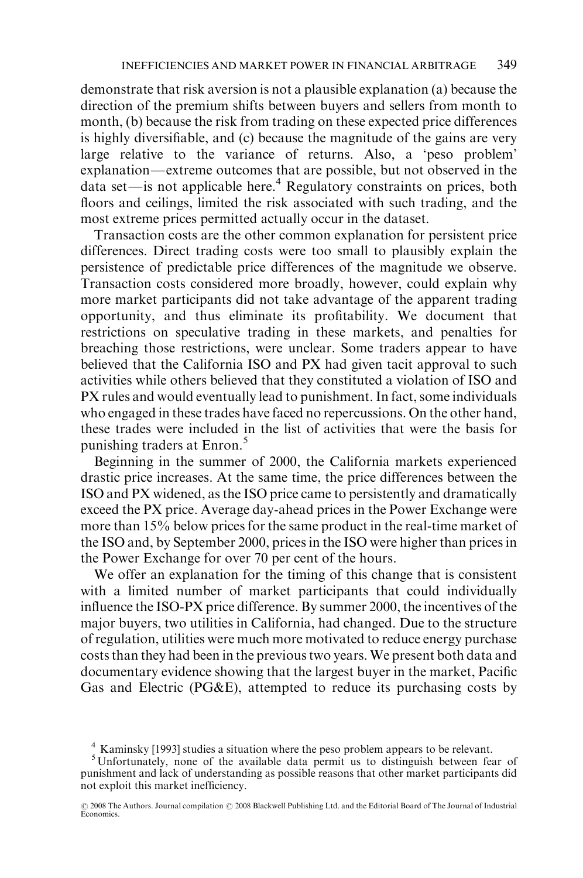demonstrate that risk aversion is not a plausible explanation (a) because the direction of the premium shifts between buyers and sellers from month to month, (b) because the risk from trading on these expected price differences is highly diversifiable, and (c) because the magnitude of the gains are very large relative to the variance of returns. Also, a 'peso problem' explanation—extreme outcomes that are possible, but not observed in the data set—is not applicable here.[4] Regulatory constraints on prices, both floors and ceilings, limited the risk associated with such trading, and the most extreme prices permitted actually occur in the dataset.

Transaction costs are the other common explanation for persistent price differences. Direct trading costs were too small to plausibly explain the persistence of predictable price differences of the magnitude we observe. Transaction costs considered more broadly, however, could explain why more market participants did not take advantage of the apparent trading opportunity, and thus eliminate its profitability. We document that restrictions on speculative trading in these markets, and penalties for breaching those restrictions, were unclear. Some traders appear to have believed that the California ISO and PX had given tacit approval to such activities while others believed that they constituted a violation of ISO and PX rules and would eventually lead to punishment. In fact, some individuals who engaged in these trades have faced no repercussions. On the other hand, these trades were included in the list of activities that were the basis for punishing traders at Enron.[5]

Beginning in the summer of 2000, the California markets experienced drastic price increases. At the same time, the price differences between the ISO and PX widened, as the ISO price came to persistently and dramatically exceed the PX price. Average day-ahead prices in the Power Exchange were more than 15% below prices for the same product in the real-time market of the ISO and, by September 2000, prices in the ISO were higher than prices in the Power Exchange for over 70 per cent of the hours.

We offer an explanation for the timing of this change that is consistent with a limited number of market participants that could individually influence the ISO-PX price difference. By summer 2000, the incentives of the major buyers, two utilities in California, had changed. Due to the structure of regulation, utilities were much more motivated to reduce energy purchase costs than they had been in the previous two years. We present both data and documentary evidence showing that the largest buyer in the market, Pacific Gas and Electric (PG&E), attempted to reduce its purchasing costs by

[4] Kaminsky [1993] studies a situation where the peso problem appears to be relevant.

[5] Unfortunately, none of the available data permit us to distinguish between fear of punishment and lack of understanding as possible reasons that other market participants did not exploit this market inefficiency.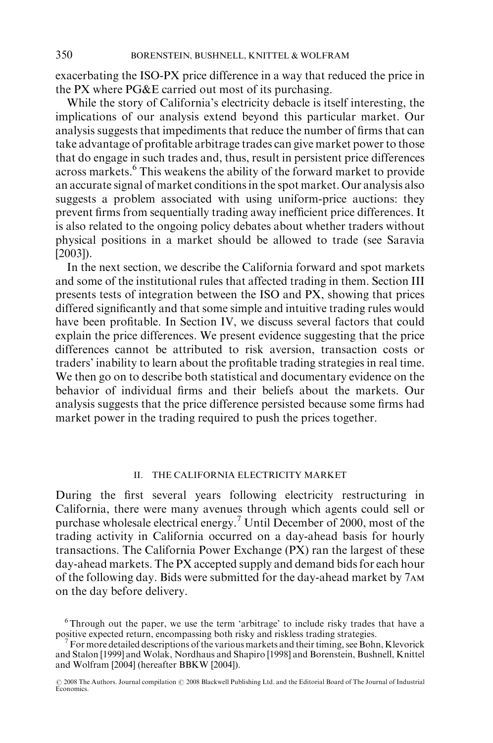exacerbating the ISO-PX price difference in a way that reduced the price in the PX where PG&E carried out most of its purchasing.

While the story of California's electricity debacle is itself interesting, the implications of our analysis extend beyond this particular market. Our analysis suggests that impediments that reduce the number of firms that can take advantage of profitable arbitrage trades can give market power to those that do engage in such trades and, thus, result in persistent price differences across markets.[6] This weakens the ability of the forward market to provide an accurate signal of market conditions in the spot market. Our analysis also suggests a problem associated with using uniform-price auctions: they prevent firms from sequentially trading away inefficient price differences. It is also related to the ongoing policy debates about whether traders without physical positions in a market should be allowed to trade (see Saravia [2003]).

In the next section, we describe the California forward and spot markets and some of the institutional rules that affected trading in them. Section III presents tests of integration between the ISO and PX, showing that prices differed significantly and that some simple and intuitive trading rules would have been profitable. In Section IV, we discuss several factors that could explain the price differences. We present evidence suggesting that the price differences cannot be attributed to risk aversion, transaction costs or traders' inability to learn about the profitable trading strategies in real time. We then go on to describe both statistical and documentary evidence on the behavior of individual firms and their beliefs about the markets. Our analysis suggests that the price difference persisted because some firms had market power in the trading required to push the prices together.

## II. THE CALIFORNIA ELECTRICITY MARKET

During the first several years following electricity restructuring in California, there were many avenues through which agents could sell or purchase wholesale electrical energy.[7] Until December of 2000, most of the trading activity in California occurred on a day-ahead basis for hourly transactions. The California Power Exchange (PX) ran the largest of these day-ahead markets. The PX accepted supply and demand bids for each hour of the following day. Bids were submitted for the day-ahead market by 7AM on the day before delivery.

[6] Through out the paper, we use the term 'arbitrage' to include risky trades that have a positive expected return, encompassing both risky and riskless trading strategies.

[7] For more detailed descriptions of the various markets and their timing, see Bohn, Klevorick and Stalon [1999] and Wolak, Nordhaus and Shapiro [1998] and Borenstein, Bushnell, Knittel and Wolfram [2004] (hereafter BBKW [2004]).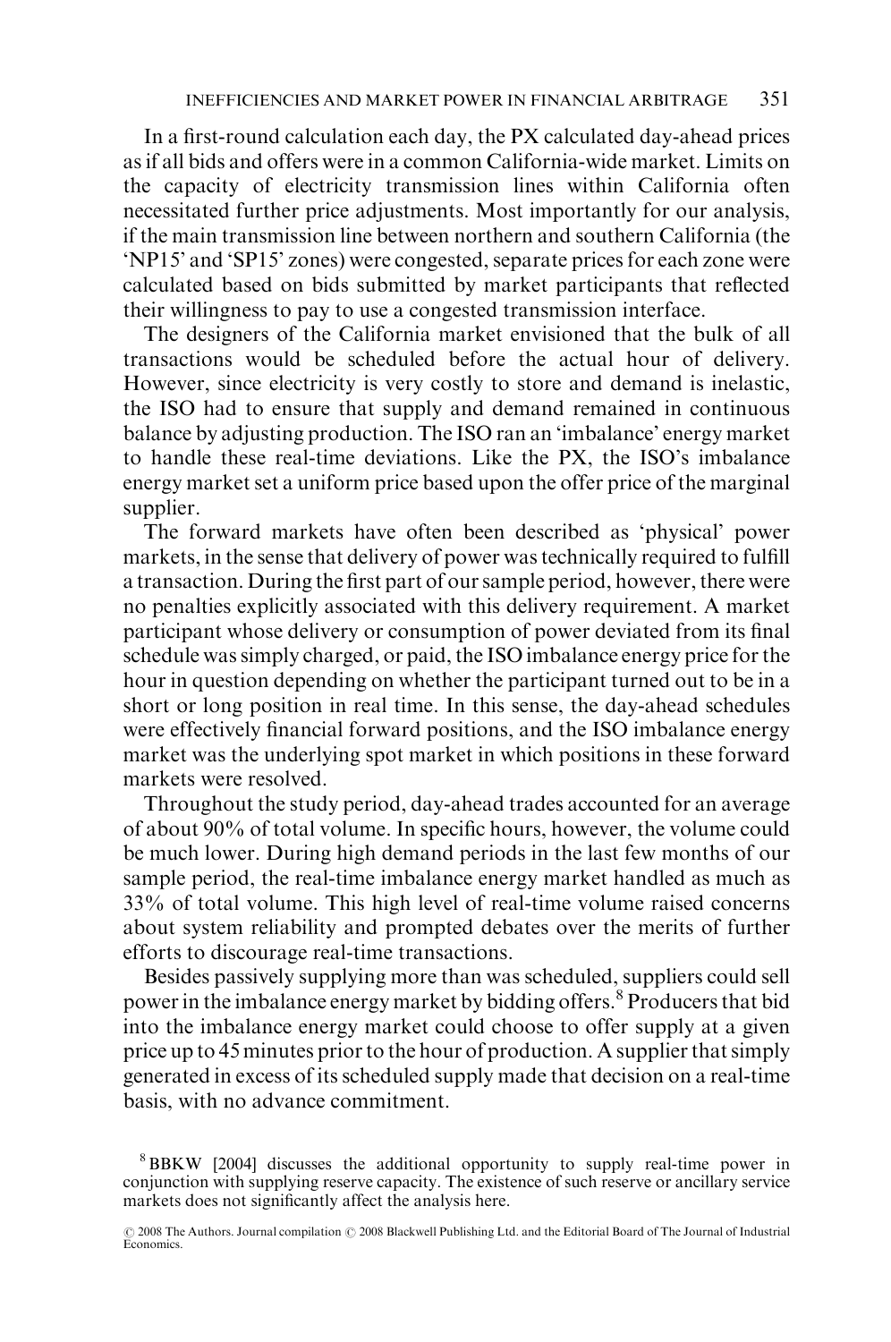In a first-round calculation each day, the PX calculated day-ahead prices as if all bids and offers were in a common California-wide market. Limits on the capacity of electricity transmission lines within California often necessitated further price adjustments. Most importantly for our analysis, if the main transmission line between northern and southern California (the 'NP15' and 'SP15' zones) were congested, separate prices for each zone were calculated based on bids submitted by market participants that reflected their willingness to pay to use a congested transmission interface.

The designers of the California market envisioned that the bulk of all transactions would be scheduled before the actual hour of delivery. However, since electricity is very costly to store and demand is inelastic, the ISO had to ensure that supply and demand remained in continuous balance by adjusting production. The ISO ran an 'imbalance' energy market to handle these real-time deviations. Like the PX, the ISO's imbalance energy market set a uniform price based upon the offer price of the marginal supplier.

The forward markets have often been described as 'physical' power markets, in the sense that delivery of power was technically required to fulfill a transaction. During the first part of our sample period, however, there were no penalties explicitly associated with this delivery requirement. A market participant whose delivery or consumption of power deviated from its final schedule was simply charged, or paid, the ISO imbalance energy price for the hour in question depending on whether the participant turned out to be in a short or long position in real time. In this sense, the day-ahead schedules were effectively financial forward positions, and the ISO imbalance energy market was the underlying spot market in which positions in these forward markets were resolved.

Throughout the study period, day-ahead trades accounted for an average of about 90% of total volume. In specific hours, however, the volume could be much lower. During high demand periods in the last few months of our sample period, the real-time imbalance energy market handled as much as 33% of total volume. This high level of real-time volume raised concerns about system reliability and prompted debates over the merits of further efforts to discourage real-time transactions.

Besides passively supplying more than was scheduled, suppliers could sell power in the imbalance energy market by bidding offers.[8] Producers that bid into the imbalance energy market could choose to offer supply at a given price up to 45 minutes prior to the hour of production. A supplier that simply generated in excess of its scheduled supply made that decision on a real-time basis, with no advance commitment.

[8] BBKW [2004] discusses the additional opportunity to supply real-time power in conjunction with supplying reserve capacity. The existence of such reserve or ancillary service markets does not significantly affect the analysis here.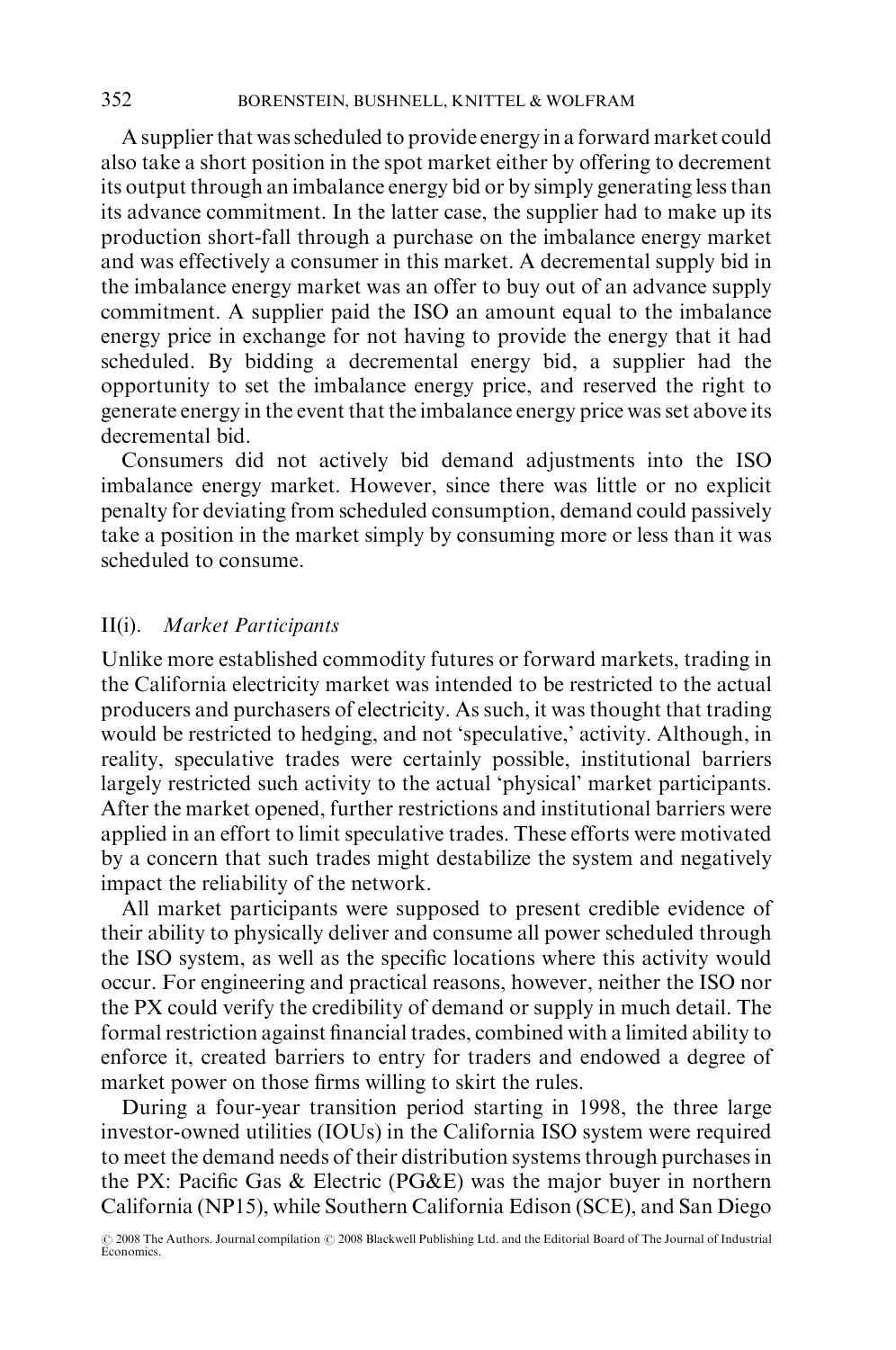A supplier that was scheduled to provide energy in a forward market could also take a short position in the spot market either by offering to decrement its output through an imbalance energy bid or by simply generating less than its advance commitment. In the latter case, the supplier had to make up its production short-fall through a purchase on the imbalance energy market and was effectively a consumer in this market. A decremental supply bid in the imbalance energy market was an offer to buy out of an advance supply commitment. A supplier paid the ISO an amount equal to the imbalance energy price in exchange for not having to provide the energy that it had scheduled. By bidding a decremental energy bid, a supplier had the opportunity to set the imbalance energy price, and reserved the right to generate energy in the event that the imbalance energy price was set above its decremental bid.

Consumers did not actively bid demand adjustments into the ISO imbalance energy market. However, since there was little or no explicit penalty for deviating from scheduled consumption, demand could passively take a position in the market simply by consuming more or less than it was scheduled to consume.

### II(i). *Market Participants*

Unlike more established commodity futures or forward markets, trading in the California electricity market was intended to be restricted to the actual producers and purchasers of electricity. As such, it was thought that trading would be restricted to hedging, and not 'speculative,' activity. Although, in reality, speculative trades were certainly possible, institutional barriers largely restricted such activity to the actual 'physical' market participants. After the market opened, further restrictions and institutional barriers were applied in an effort to limit speculative trades. These efforts were motivated by a concern that such trades might destabilize the system and negatively impact the reliability of the network.

All market participants were supposed to present credible evidence of their ability to physically deliver and consume all power scheduled through the ISO system, as well as the specific locations where this activity would occur. For engineering and practical reasons, however, neither the ISO nor the PX could verify the credibility of demand or supply in much detail. The formal restriction against financial trades, combined with a limited ability to enforce it, created barriers to entry for traders and endowed a degree of market power on those firms willing to skirt the rules.

During a four-year transition period starting in 1998, the three large investor-owned utilities (IOUs) in the California ISO system were required to meet the demand needs of their distribution systems through purchases in the PX: Pacific Gas & Electric (PG&E) was the major buyer in northern California (NP15), while Southern California Edison (SCE), and San Diego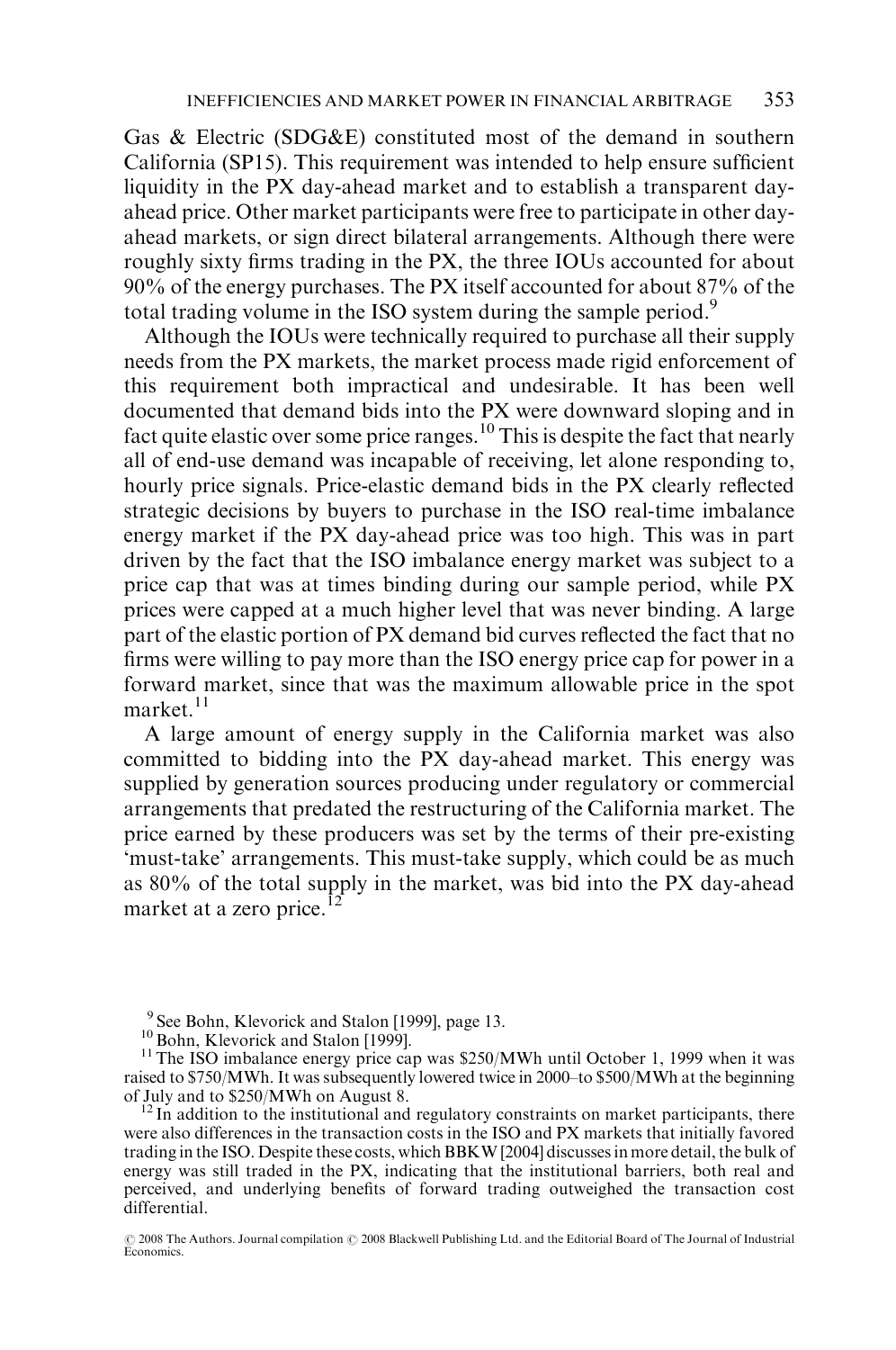Gas & Electric (SDG&E) constituted most of the demand in southern California (SP15). This requirement was intended to help ensure sufficient liquidity in the PX day-ahead market and to establish a transparent day-ahead price. Other market participants were free to participate in other day-ahead markets, or sign direct bilateral arrangements. Although there were roughly sixty firms trading in the PX, the three IOUs accounted for about 90% of the energy purchases. The PX itself accounted for about 87% of the total trading volume in the ISO system during the sample period.[9]

Although the IOUs were technically required to purchase all their supply needs from the PX markets, the market process made rigid enforcement of this requirement both impractical and undesirable. It has been well documented that demand bids into the PX were downward sloping and in fact quite elastic over some price ranges.[10] This is despite the fact that nearly all of end-use demand was incapable of receiving, let alone responding to, hourly price signals. Price-elastic demand bids in the PX clearly reflected strategic decisions by buyers to purchase in the ISO real-time imbalance energy market if the PX day-ahead price was too high. This was in part driven by the fact that the ISO imbalance energy market was subject to a price cap that was at times binding during our sample period, while PX prices were capped at a much higher level that was never binding. A large part of the elastic portion of PX demand bid curves reflected the fact that no firms were willing to pay more than the ISO energy price cap for power in a forward market, since that was the maximum allowable price in the spot market.[11]

A large amount of energy supply in the California market was also committed to bidding into the PX day-ahead market. This energy was supplied by generation sources producing under regulatory or commercial arrangements that predated the restructuring of the California market. The price earned by these producers was set by the terms of their pre-existing 'must-take' arrangements. This must-take supply, which could be as much as 80% of the total supply in the market, was bid into the PX day-ahead market at a zero price.[12]

[9] See Bohn, Klevorick and Stalon [1999], page 13.

[10] Bohn, Klevorick and Stalon [1999].

[11] The ISO imbalance energy price cap was \$250/MWh until October 1, 1999 when it was raised to \$750/MWh. It was subsequently lowered twice in 2000–to \$500/MWh at the beginning of July and to \$250/MWh on August 8.

[12] In addition to the institutional and regulatory constraints on market participants, there were also differences in the transaction costs in the ISO and PX markets that initially favored trading in the ISO. Despite these costs, which BBKW [2004] discusses in more detail, the bulk of energy was still traded in the PX, indicating that the institutional barriers, both real and perceived, and underlying benefits of forward trading outweighed the transaction cost differential.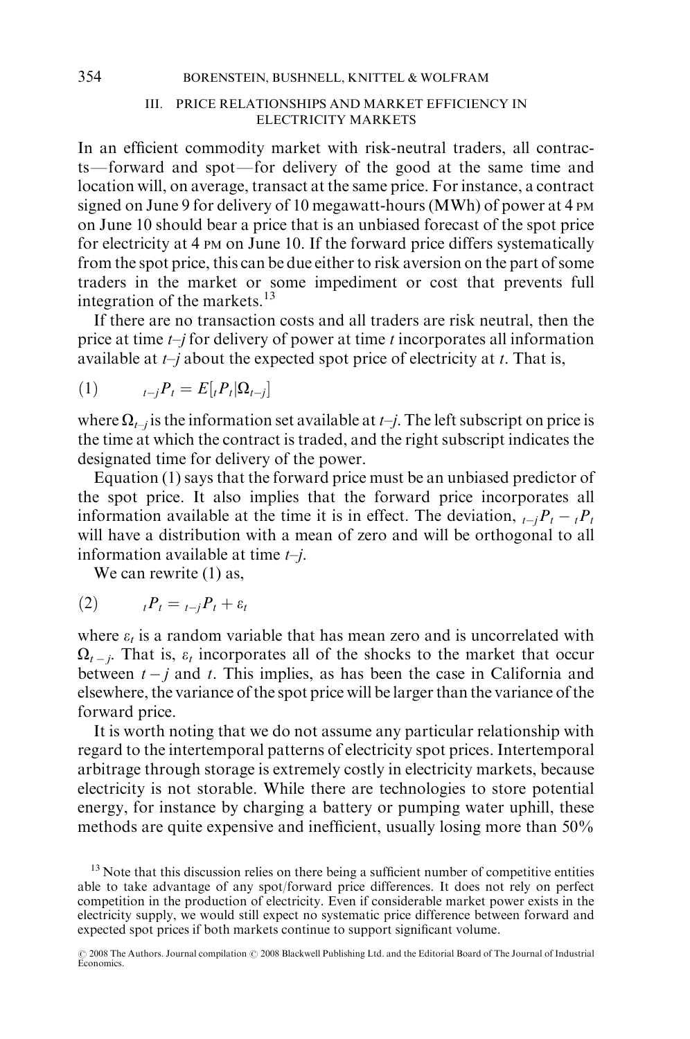### III. PRICE RELATIONSHIPS AND MARKET EFFICIENCY IN ELECTRICITY MARKETS

In an efficient commodity market with risk-neutral traders, all contracts—forward and spot—for delivery of the good at the same time and location will, on average, transact at the same price. For instance, a contract signed on June 9 for delivery of 10 megawatt-hours (MWh) of power at 4 PM on June 10 should bear a price that is an unbiased forecast of the spot price for electricity at 4 PM on June 10. If the forward price differs systematically from the spot price, this can be due either to risk aversion on the part of some traders in the market or some impediment or cost that prevents full integration of the markets.[13]

If there are no transaction costs and all traders are risk neutral, then the price at time $t$–$j$ for delivery of power at time $t$ incorporates all information available at $t$–$j$ about the expected spot price of electricity at $t$. That is,

$$(1) \qquad {}_{t-j}P_t = E[{}_tP_t|\Omega_{t-j}]$$

where $\Omega_{t-j}$ is the information set available at $t$–$j$. The left subscript on price is the time at which the contract is traded, and the right subscript indicates the designated time for delivery of the power.

Equation (1) says that the forward price must be an unbiased predictor of the spot price. It also implies that the forward price incorporates all information available at the time it is in effect. The deviation, ${}_{t-j}P_t - {}_tP_t$ will have a distribution with a mean of zero and will be orthogonal to all information available at time $t$–$j$.

We can rewrite (1) as,

$$(2) \qquad {}_tP_t = {}_{t-j}P_t + \varepsilon_t$$

where $\varepsilon_t$ is a random variable that has mean zero and is uncorrelated with $\Omega_{t-j}$. That is, $\varepsilon_t$ incorporates all of the shocks to the market that occur between $t-j$ and $t$. This implies, as has been the case in California and elsewhere, the variance of the spot price will be larger than the variance of the forward price.

It is worth noting that we do not assume any particular relationship with regard to the intertemporal patterns of electricity spot prices. Intertemporal arbitrage through storage is extremely costly in electricity markets, because electricity is not storable. While there are technologies to store potential energy, for instance by charging a battery or pumping water uphill, these methods are quite expensive and inefficient, usually losing more than 50%

[13] Note that this discussion relies on there being a sufficient number of competitive entities able to take advantage of any spot/forward price differences. It does not rely on perfect competition in the production of electricity. Even if considerable market power exists in the electricity supply, we would still expect no systematic price difference between forward and expected spot prices if both markets continue to support significant volume.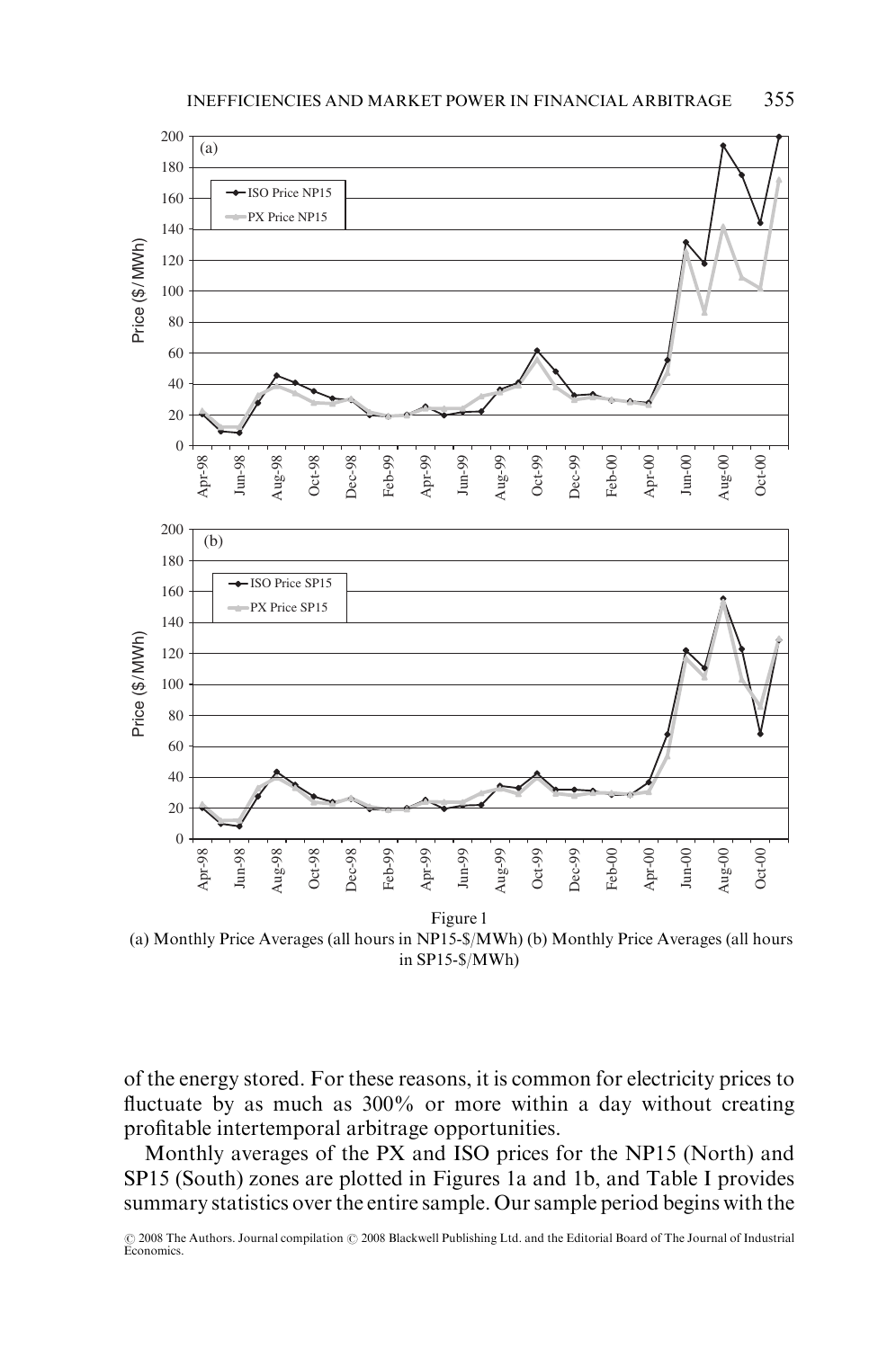Figure 1
(a) Monthly Price Averages (all hours in NP15-$/MWh) (b) Monthly Price Averages (all hours in SP15-$/MWh)

of the energy stored. For these reasons, it is common for electricity prices to fluctuate by as much as 300% or more within a day without creating profitable intertemporal arbitrage opportunities.

Monthly averages of the PX and ISO prices for the NP15 (North) and SP15 (South) zones are plotted in Figures 1a and 1b, and Table I provides summary statistics over the entire sample. Our sample period begins with the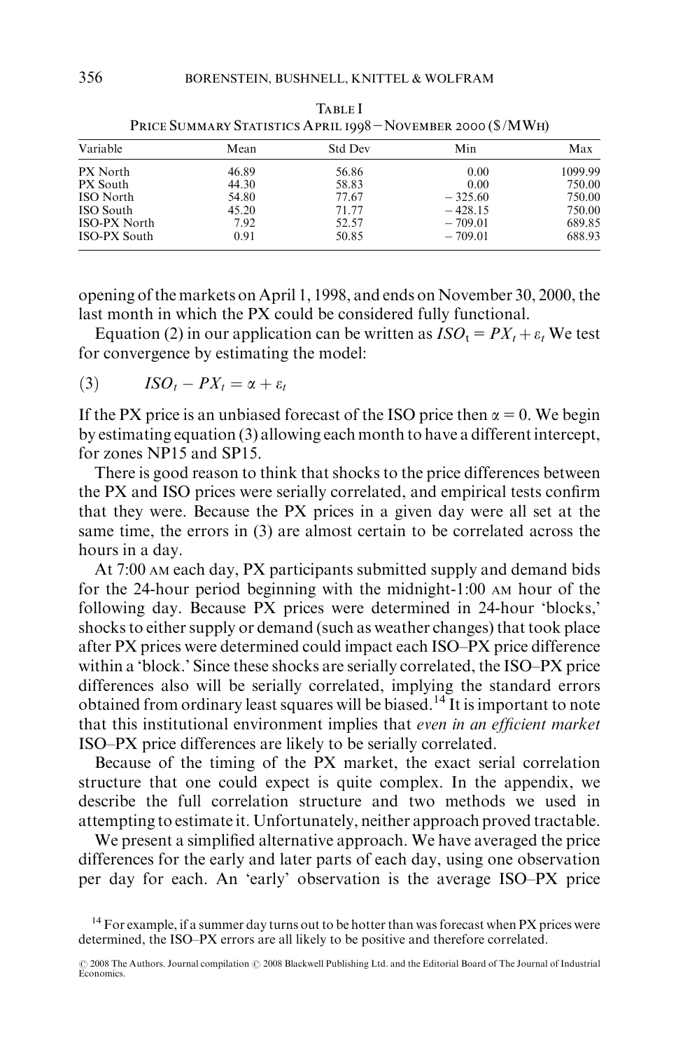Table I
Price Summary Statistics April 1998 – November 2000 ($/MWh)

| Variable | Mean | Std Dev | Min | Max |
|---|---|---|---|---|
| PX North | 46.89 | 56.86 | 0.00 | 1099.99 |
| PX South | 44.30 | 58.83 | 0.00 | 750.00 |
| ISO North | 54.80 | 77.67 | − 325.60 | 750.00 |
| ISO South | 45.20 | 71.77 | − 428.15 | 750.00 |
| ISO-PX North | 7.92 | 52.57 | − 709.01 | 689.85 |
| ISO-PX South | 0.91 | 50.85 | − 709.01 | 688.93 |

opening of the markets on April 1, 1998, and ends on November 30, 2000, the last month in which the PX could be considered fully functional.

Equation (2) in our application can be written as $ISO_t = PX_t + \varepsilon_t$ We test for convergence by estimating the model:

$$ISO_t - PX_t = \alpha + \varepsilon_t \quad (3)$$

If the PX price is an unbiased forecast of the ISO price then $\alpha = 0$. We begin by estimating equation (3) allowing each month to have a different intercept, for zones NP15 and SP15.

There is good reason to think that shocks to the price differences between the PX and ISO prices were serially correlated, and empirical tests confirm that they were. Because the PX prices in a given day were all set at the same time, the errors in (3) are almost certain to be correlated across the hours in a day.

At 7:00 AM each day, PX participants submitted supply and demand bids for the 24-hour period beginning with the midnight-1:00 AM hour of the following day. Because PX prices were determined in 24-hour 'blocks,' shocks to either supply or demand (such as weather changes) that took place after PX prices were determined could impact each ISO–PX price difference within a 'block.' Since these shocks are serially correlated, the ISO–PX price differences also will be serially correlated, implying the standard errors obtained from ordinary least squares will be biased.[14] It is important to note that this institutional environment implies that *even in an efficient market* ISO–PX price differences are likely to be serially correlated.

Because of the timing of the PX market, the exact serial correlation structure that one could expect is quite complex. In the appendix, we describe the full correlation structure and two methods we used in attempting to estimate it. Unfortunately, neither approach proved tractable.

We present a simplified alternative approach. We have averaged the price differences for the early and later parts of each day, using one observation per day for each. An 'early' observation is the average ISO–PX price

[14] For example, if a summer day turns out to be hotter than was forecast when PX prices were determined, the ISO–PX errors are all likely to be positive and therefore correlated.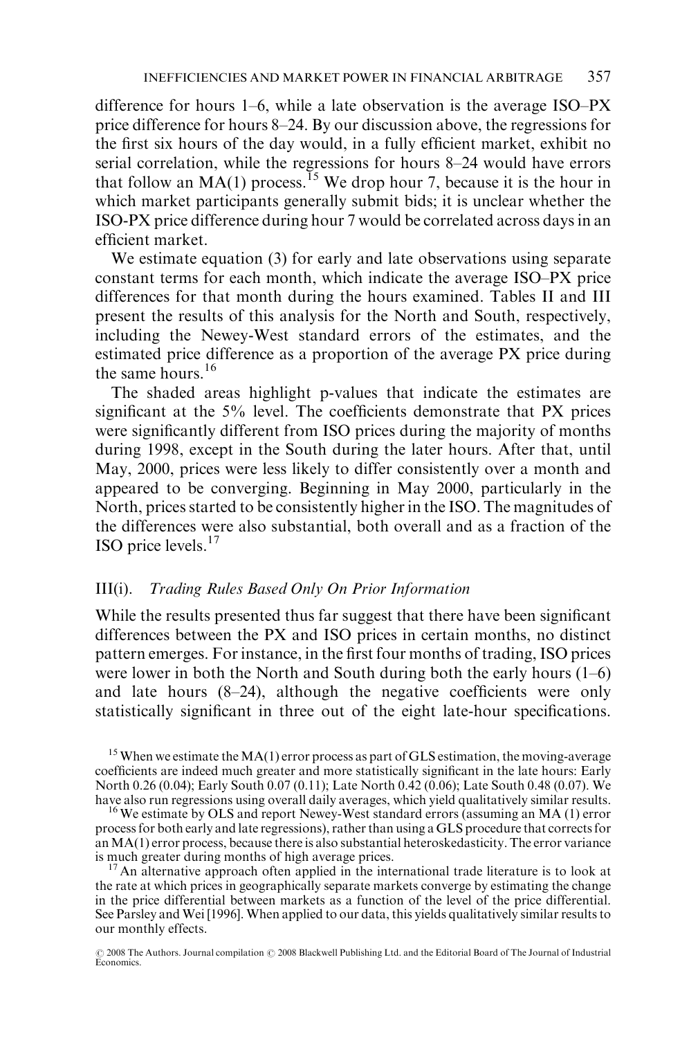difference for hours 1–6, while a late observation is the average ISO–PX price difference for hours 8–24. By our discussion above, the regressions for the first six hours of the day would, in a fully efficient market, exhibit no serial correlation, while the regressions for hours 8–24 would have errors that follow an MA(1) process.[15] We drop hour 7, because it is the hour in which market participants generally submit bids; it is unclear whether the ISO-PX price difference during hour 7 would be correlated across days in an efficient market.

We estimate equation (3) for early and late observations using separate constant terms for each month, which indicate the average ISO–PX price differences for that month during the hours examined. Tables II and III present the results of this analysis for the North and South, respectively, including the Newey-West standard errors of the estimates, and the estimated price difference as a proportion of the average PX price during the same hours.[16]

The shaded areas highlight p-values that indicate the estimates are significant at the 5% level. The coefficients demonstrate that PX prices were significantly different from ISO prices during the majority of months during 1998, except in the South during the later hours. After that, until May, 2000, prices were less likely to differ consistently over a month and appeared to be converging. Beginning in May 2000, particularly in the North, prices started to be consistently higher in the ISO. The magnitudes of the differences were also substantial, both overall and as a fraction of the ISO price levels.[17]

### III(i). *Trading Rules Based Only On Prior Information*

While the results presented thus far suggest that there have been significant differences between the PX and ISO prices in certain months, no distinct pattern emerges. For instance, in the first four months of trading, ISO prices were lower in both the North and South during both the early hours (1–6) and late hours (8–24), although the negative coefficients were only statistically significant in three out of the eight late-hour specifications.

[15] When we estimate the MA(1) error process as part of GLS estimation, the moving-average coefficients are indeed much greater and more statistically significant in the late hours: Early North 0.26 (0.04); Early South 0.07 (0.11); Late North 0.42 (0.06); Late South 0.48 (0.07). We have also run regressions using overall daily averages, which yield qualitatively similar results.

[16] We estimate by OLS and report Newey-West standard errors (assuming an MA (1) error process for both early and late regressions), rather than using a GLS procedure that corrects for an MA(1) error process, because there is also substantial heteroskedasticity. The error variance is much greater during months of high average prices.

[17] An alternative approach often applied in the international trade literature is to look at the rate at which prices in geographically separate markets converge by estimating the change in the price differential between markets as a function of the level of the price differential. See Parsley and Wei [1996]. When applied to our data, this yields qualitatively similar results to our monthly effects.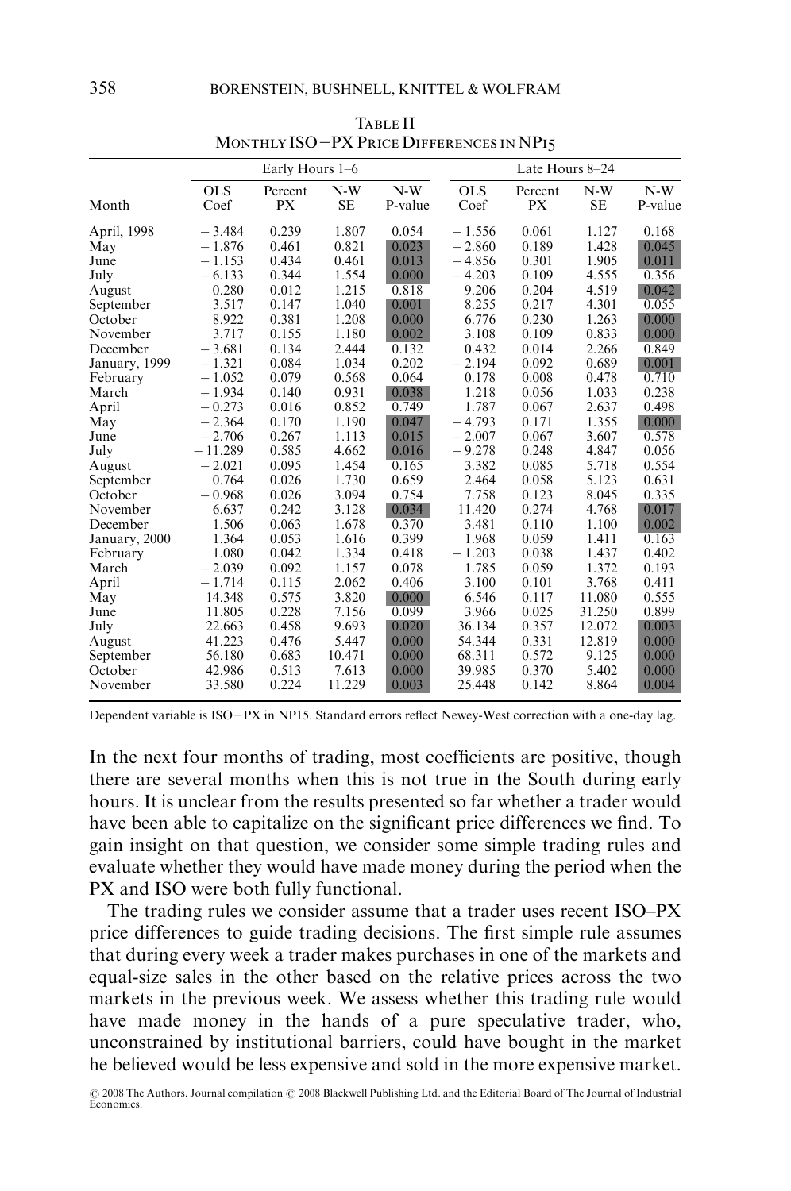Table II
Monthly ISO−PX Price Differences in NP15

| | Early Hours 1–6 | | | | Late Hours 8–24 | | | |
|---|---|---|---|---|---|---|---|---|
| Month | OLS Coef | Percent PX | N-W SE | N-W P-value | OLS Coef | Percent PX | N-W SE | N-W P-value |
| April, 1998 | −3.484 | 0.239 | 1.807 | 0.054 | −1.556 | 0.061 | 1.127 | 0.168 |
| May | −1.876 | 0.461 | 0.821 | 0.023 | −2.860 | 0.189 | 1.428 | 0.045 |
| June | −1.153 | 0.434 | 0.461 | 0.013 | −4.856 | 0.301 | 1.905 | 0.011 |
| July | −6.133 | 0.344 | 1.554 | 0.000 | −4.203 | 0.109 | 4.555 | 0.356 |
| August | 0.280 | 0.012 | 1.215 | 0.818 | 9.206 | 0.204 | 4.519 | 0.042 |
| September | 3.517 | 0.147 | 1.040 | 0.001 | 8.255 | 0.217 | 4.301 | 0.055 |
| October | 8.922 | 0.381 | 1.208 | 0.000 | 6.776 | 0.230 | 1.263 | 0.000 |
| November | 3.717 | 0.155 | 1.180 | 0.002 | 3.108 | 0.109 | 0.833 | 0.000 |
| December | −3.681 | 0.134 | 2.444 | 0.132 | 0.432 | 0.014 | 2.266 | 0.849 |
| January, 1999 | −1.321 | 0.084 | 1.034 | 0.202 | −2.194 | 0.092 | 0.689 | 0.001 |
| February | −1.052 | 0.079 | 0.568 | 0.064 | 0.178 | 0.008 | 0.478 | 0.710 |
| March | −1.934 | 0.140 | 0.931 | 0.038 | 1.218 | 0.056 | 1.033 | 0.238 |
| April | −0.273 | 0.016 | 0.852 | 0.749 | 1.787 | 0.067 | 2.637 | 0.498 |
| May | −2.364 | 0.170 | 1.190 | 0.047 | −4.793 | 0.171 | 1.355 | 0.000 |
| June | −2.706 | 0.267 | 1.113 | 0.015 | −2.007 | 0.067 | 3.607 | 0.578 |
| July | −11.289 | 0.585 | 4.662 | 0.016 | −9.278 | 0.248 | 4.847 | 0.056 |
| August | −2.021 | 0.095 | 1.454 | 0.165 | 3.382 | 0.085 | 5.718 | 0.554 |
| September | 0.764 | 0.026 | 1.730 | 0.659 | 2.464 | 0.058 | 5.123 | 0.631 |
| October | −0.968 | 0.026 | 3.094 | 0.754 | 7.758 | 0.123 | 8.045 | 0.335 |
| November | 6.637 | 0.242 | 3.128 | 0.034 | 11.420 | 0.274 | 4.768 | 0.017 |
| December | 1.506 | 0.063 | 1.678 | 0.370 | 3.481 | 0.110 | 1.100 | 0.002 |
| January, 2000 | 1.364 | 0.053 | 1.616 | 0.399 | 1.968 | 0.059 | 1.411 | 0.163 |
| February | 1.080 | 0.042 | 1.334 | 0.418 | −1.203 | 0.038 | 1.437 | 0.402 |
| March | −2.039 | 0.092 | 1.157 | 0.078 | 1.785 | 0.059 | 1.372 | 0.193 |
| April | −1.714 | 0.115 | 2.062 | 0.406 | 3.100 | 0.101 | 3.768 | 0.411 |
| May | 14.348 | 0.575 | 3.820 | 0.000 | 6.546 | 0.117 | 11.080 | 0.555 |
| June | 11.805 | 0.228 | 7.156 | 0.099 | 3.966 | 0.025 | 31.250 | 0.899 |
| July | 22.663 | 0.458 | 9.693 | 0.020 | 36.134 | 0.357 | 12.072 | 0.003 |
| August | 41.223 | 0.476 | 5.447 | 0.000 | 54.344 | 0.331 | 12.819 | 0.000 |
| September | 56.180 | 0.683 | 10.471 | 0.000 | 68.311 | 0.572 | 9.125 | 0.000 |
| October | 42.986 | 0.513 | 7.613 | 0.000 | 39.985 | 0.370 | 5.402 | 0.000 |
| November | 33.580 | 0.224 | 11.229 | 0.003 | 25.448 | 0.142 | 8.864 | 0.004 |

Dependent variable is ISO−PX in NP15. Standard errors reflect Newey-West correction with a one-day lag.

In the next four months of trading, most coefficients are positive, though there are several months when this is not true in the South during early hours. It is unclear from the results presented so far whether a trader would have been able to capitalize on the significant price differences we find. To gain insight on that question, we consider some simple trading rules and evaluate whether they would have made money during the period when the PX and ISO were both fully functional.

The trading rules we consider assume that a trader uses recent ISO–PX price differences to guide trading decisions. The first simple rule assumes that during every week a trader makes purchases in one of the markets and equal-size sales in the other based on the relative prices across the two markets in the previous week. We assess whether this trading rule would have made money in the hands of a pure speculative trader, who, unconstrained by institutional barriers, could have bought in the market he believed would be less expensive and sold in the more expensive market.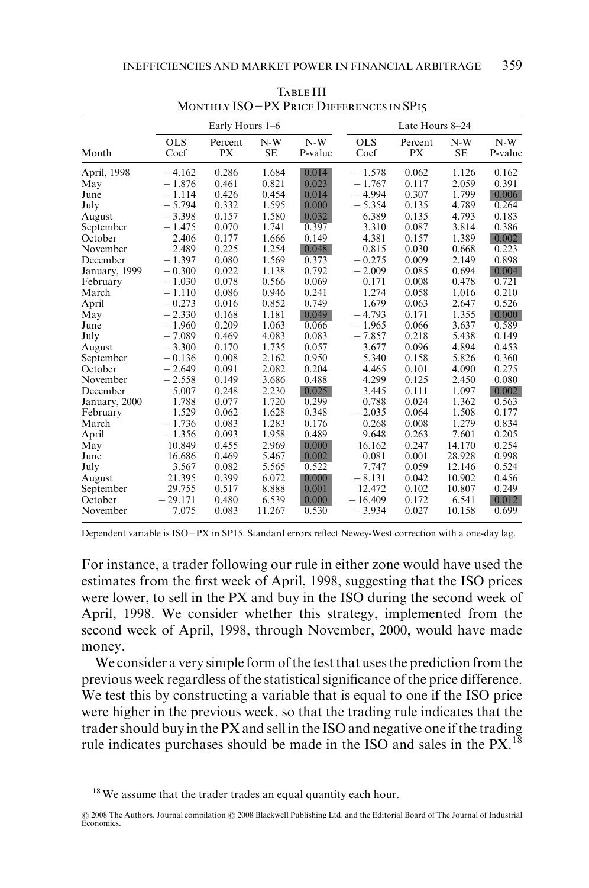Table III
Monthly ISO−PX Price Differences in SP15

| Month | Early Hours 1–6 | | | | Late Hours 8–24 | | | |
|---|---|---|---|---|---|---|---|---|
| | OLS Coef | Percent PX | N-W SE | N-W P-value | OLS Coef | Percent PX | N-W SE | N-W P-value |
| April, 1998 | −4.162 | 0.286 | 1.684 | 0.014 | −1.578 | 0.062 | 1.126 | 0.162 |
| May | −1.876 | 0.461 | 0.821 | 0.023 | −1.767 | 0.117 | 2.059 | 0.391 |
| June | −1.114 | 0.426 | 0.454 | 0.014 | −4.994 | 0.307 | 1.799 | 0.006 |
| July | −5.794 | 0.332 | 1.595 | 0.000 | −5.354 | 0.135 | 4.789 | 0.264 |
| August | −3.398 | 0.157 | 1.580 | 0.032 | 6.389 | 0.135 | 4.793 | 0.183 |
| September | −1.475 | 0.070 | 1.741 | 0.397 | 3.310 | 0.087 | 3.814 | 0.386 |
| October | 2.406 | 0.177 | 1.666 | 0.149 | 4.381 | 0.157 | 1.389 | 0.002 |
| November | 2.489 | 0.225 | 1.254 | 0.048 | 0.815 | 0.030 | 0.668 | 0.223 |
| December | −1.397 | 0.080 | 1.569 | 0.373 | −0.275 | 0.009 | 2.149 | 0.898 |
| January, 1999 | −0.300 | 0.022 | 1.138 | 0.792 | −2.009 | 0.085 | 0.694 | 0.004 |
| February | −1.030 | 0.078 | 0.566 | 0.069 | 0.171 | 0.008 | 0.478 | 0.721 |
| March | −1.110 | 0.086 | 0.946 | 0.241 | 1.274 | 0.058 | 1.016 | 0.210 |
| April | −0.273 | 0.016 | 0.852 | 0.749 | 1.679 | 0.063 | 2.647 | 0.526 |
| May | −2.330 | 0.168 | 1.181 | 0.049 | −4.793 | 0.171 | 1.355 | 0.000 |
| June | −1.960 | 0.209 | 1.063 | 0.066 | −1.965 | 0.066 | 3.637 | 0.589 |
| July | −7.089 | 0.469 | 4.083 | 0.083 | −7.857 | 0.218 | 5.438 | 0.149 |
| August | −3.300 | 0.170 | 1.735 | 0.057 | 3.677 | 0.096 | 4.894 | 0.453 |
| September | −0.136 | 0.008 | 2.162 | 0.950 | 5.340 | 0.158 | 5.826 | 0.360 |
| October | −2.649 | 0.091 | 2.082 | 0.204 | 4.465 | 0.101 | 4.090 | 0.275 |
| November | −2.558 | 0.149 | 3.686 | 0.488 | 4.299 | 0.125 | 2.450 | 0.080 |
| December | 5.007 | 0.248 | 2.230 | 0.025 | 3.445 | 0.111 | 1.097 | 0.002 |
| January, 2000 | 1.788 | 0.077 | 1.720 | 0.299 | 0.788 | 0.024 | 1.362 | 0.563 |
| February | 1.529 | 0.062 | 1.628 | 0.348 | −2.035 | 0.064 | 1.508 | 0.177 |
| March | −1.736 | 0.083 | 1.283 | 0.176 | 0.268 | 0.008 | 1.279 | 0.834 |
| April | −1.356 | 0.093 | 1.958 | 0.489 | 9.648 | 0.263 | 7.601 | 0.205 |
| May | 10.849 | 0.455 | 2.969 | 0.000 | 16.162 | 0.247 | 14.170 | 0.254 |
| June | 16.686 | 0.469 | 5.467 | 0.002 | 0.081 | 0.001 | 28.928 | 0.998 |
| July | 3.567 | 0.082 | 5.565 | 0.522 | 7.747 | 0.059 | 12.146 | 0.524 |
| August | 21.395 | 0.399 | 6.072 | 0.000 | −8.131 | 0.042 | 10.902 | 0.456 |
| September | 29.755 | 0.517 | 8.888 | 0.001 | 12.472 | 0.102 | 10.807 | 0.249 |
| October | −29.171 | 0.480 | 6.539 | 0.000 | −16.409 | 0.172 | 6.541 | 0.012 |
| November | 7.075 | 0.083 | 11.267 | 0.530 | −3.934 | 0.027 | 10.158 | 0.699 |

Dependent variable is ISO−PX in SP15. Standard errors reflect Newey-West correction with a one-day lag.

For instance, a trader following our rule in either zone would have used the estimates from the first week of April, 1998, suggesting that the ISO prices were lower, to sell in the PX and buy in the ISO during the second week of April, 1998. We consider whether this strategy, implemented from the second week of April, 1998, through November, 2000, would have made money.

We consider a very simple form of the test that uses the prediction from the previous week regardless of the statistical significance of the price difference. We test this by constructing a variable that is equal to one if the ISO price were higher in the previous week, so that the trading rule indicates that the trader should buy in the PX and sell in the ISO and negative one if the trading rule indicates purchases should be made in the ISO and sales in the PX.[18]

[18] We assume that the trader trades an equal quantity each hour.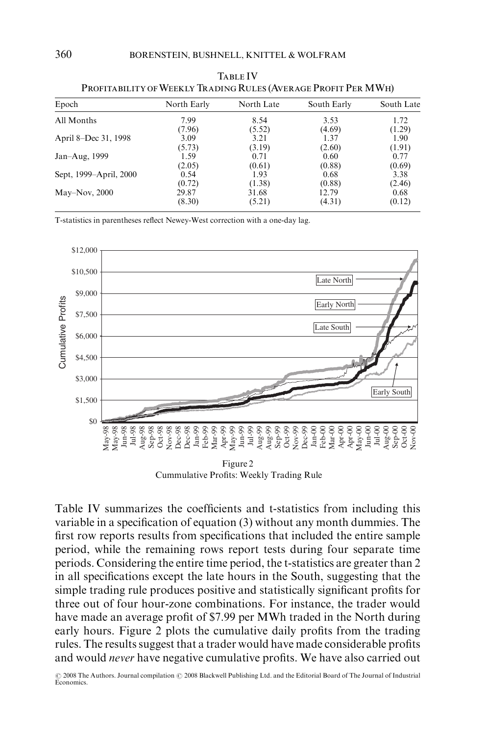Table IV
Profitability of Weekly Trading Rules (Average Profit Per MWh)

| Epoch | North Early | North Late | South Early | South Late |
|---|---|---|---|---|
| All Months | 7.99 | 8.54 | 3.53 | 1.72 |
| | (7.96) | (5.52) | (4.69) | (1.29) |
| April 8–Dec 31, 1998 | 3.09 | 3.21 | 1.37 | 1.90 |
| | (5.73) | (3.19) | (2.60) | (1.91) |
| Jan–Aug, 1999 | 1.59 | 0.71 | 0.60 | 0.77 |
| | (2.05) | (0.61) | (0.88) | (0.69) |
| Sept, 1999–April, 2000 | 0.54 | 1.93 | 0.68 | 3.38 |
| | (0.72) | (1.38) | (0.88) | (2.46) |
| May–Nov, 2000 | 29.87 | 31.68 | 12.79 | 0.68 |
| | (8.30) | (5.21) | (4.31) | (0.12) |

T-statistics in parentheses reflect Newey-West correction with a one-day lag.

Figure 2
Cummulative Profits: Weekly Trading Rule

Table IV summarizes the coefficients and t-statistics from including this variable in a specification of equation (3) without any month dummies. The first row reports results from specifications that included the entire sample period, while the remaining rows report tests during four separate time periods. Considering the entire time period, the t-statistics are greater than 2 in all specifications except the late hours in the South, suggesting that the simple trading rule produces positive and statistically significant profits for three out of four hour-zone combinations. For instance, the trader would have made an average profit of \$7.99 per MWh traded in the North during early hours. Figure 2 plots the cumulative daily profits from the trading rules. The results suggest that a trader would have made considerable profits and would *never* have negative cumulative profits. We have also carried out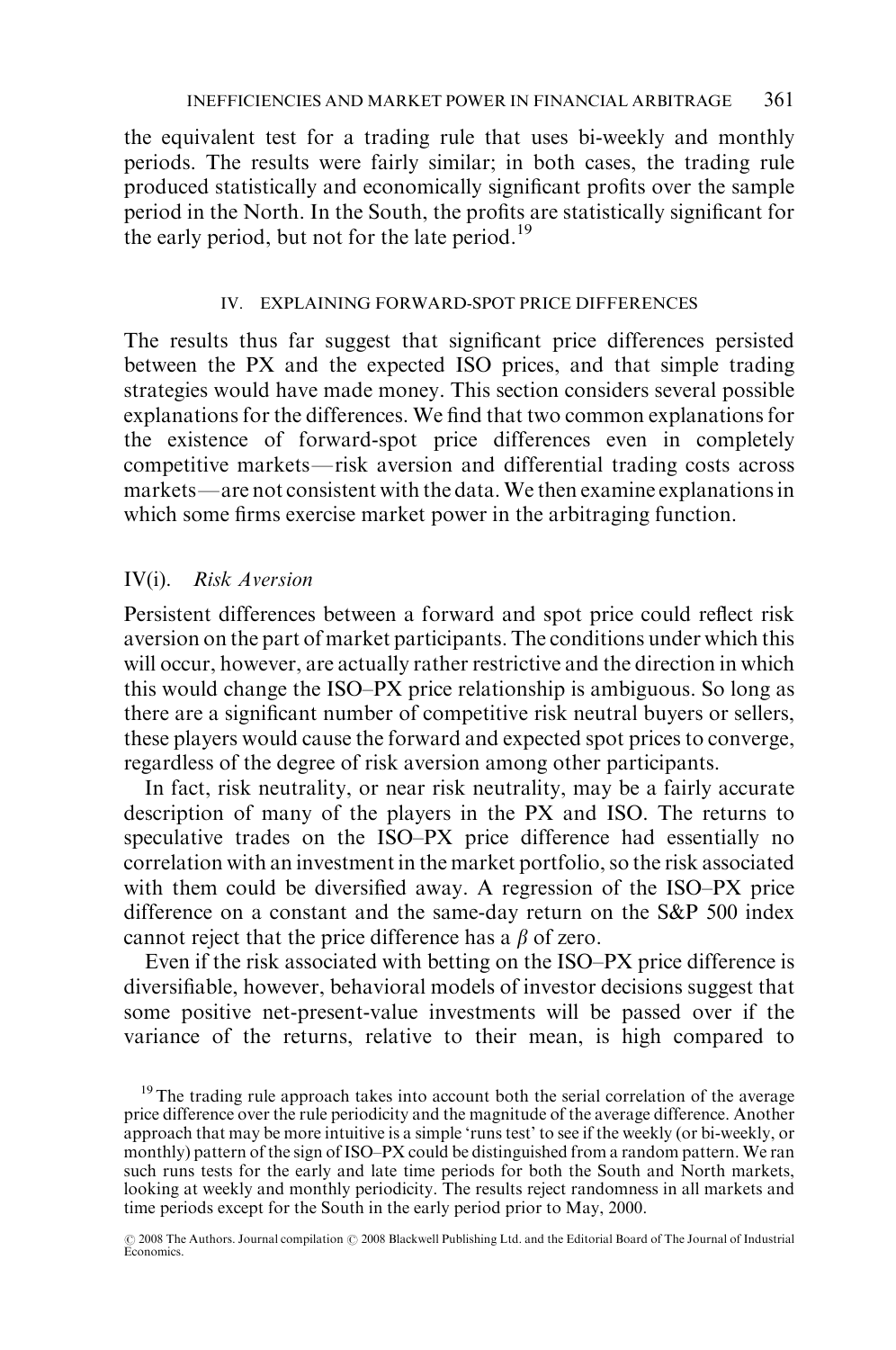the equivalent test for a trading rule that uses bi-weekly and monthly periods. The results were fairly similar; in both cases, the trading rule produced statistically and economically significant profits over the sample period in the North. In the South, the profits are statistically significant for the early period, but not for the late period.[19]

## IV. EXPLAINING FORWARD-SPOT PRICE DIFFERENCES

The results thus far suggest that significant price differences persisted between the PX and the expected ISO prices, and that simple trading strategies would have made money. This section considers several possible explanations for the differences. We find that two common explanations for the existence of forward-spot price differences even in completely competitive markets—risk aversion and differential trading costs across markets—are not consistent with the data. We then examine explanations in which some firms exercise market power in the arbitraging function.

### IV(i). *Risk Aversion*

Persistent differences between a forward and spot price could reflect risk aversion on the part of market participants. The conditions under which this will occur, however, are actually rather restrictive and the direction in which this would change the ISO–PX price relationship is ambiguous. So long as there are a significant number of competitive risk neutral buyers or sellers, these players would cause the forward and expected spot prices to converge, regardless of the degree of risk aversion among other participants.

In fact, risk neutrality, or near risk neutrality, may be a fairly accurate description of many of the players in the PX and ISO. The returns to speculative trades on the ISO–PX price difference had essentially no correlation with an investment in the market portfolio, so the risk associated with them could be diversified away. A regression of the ISO–PX price difference on a constant and the same-day return on the S&P 500 index cannot reject that the price difference has a $\beta$ of zero.

Even if the risk associated with betting on the ISO–PX price difference is diversifiable, however, behavioral models of investor decisions suggest that some positive net-present-value investments will be passed over if the variance of the returns, relative to their mean, is high compared to

[19] The trading rule approach takes into account both the serial correlation of the average price difference over the rule periodicity and the magnitude of the average difference. Another approach that may be more intuitive is a simple 'runs test' to see if the weekly (or bi-weekly, or monthly) pattern of the sign of ISO–PX could be distinguished from a random pattern. We ran such runs tests for the early and late time periods for both the South and North markets, looking at weekly and monthly periodicity. The results reject randomness in all markets and time periods except for the South in the early period prior to May, 2000.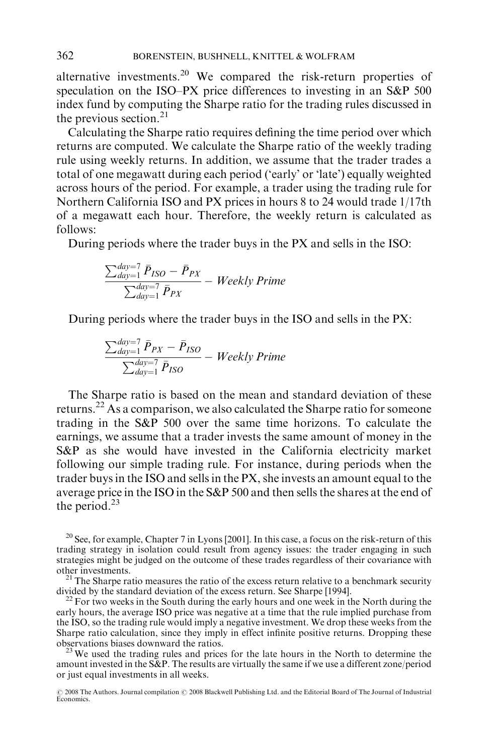alternative investments.[20] We compared the risk-return properties of speculation on the ISO–PX price differences to investing in an S&P 500 index fund by computing the Sharpe ratio for the trading rules discussed in the previous section.[21]

Calculating the Sharpe ratio requires defining the time period over which returns are computed. We calculate the Sharpe ratio of the weekly trading rule using weekly returns. In addition, we assume that the trader trades a total of one megawatt during each period ('early' or 'late') equally weighted across hours of the period. For example, a trader using the trading rule for Northern California ISO and PX prices in hours 8 to 24 would trade 1/17th of a megawatt each hour. Therefore, the weekly return is calculated as follows:

During periods where the trader buys in the PX and sells in the ISO:

$$\frac{\sum_{day=1}^{day=7} \bar{P}_{ISO} - \bar{P}_{PX}}{\sum_{day=1}^{day=7} \bar{P}_{PX}} - \textit{Weekly Prime}$$

During periods where the trader buys in the ISO and sells in the PX:

$$\frac{\sum_{day=1}^{day=7} \bar{P}_{PX} - \bar{P}_{ISO}}{\sum_{day=1}^{day=7} \bar{P}_{ISO}} - \textit{Weekly Prime}$$

The Sharpe ratio is based on the mean and standard deviation of these returns.[22] As a comparison, we also calculated the Sharpe ratio for someone trading in the S&P 500 over the same time horizons. To calculate the earnings, we assume that a trader invests the same amount of money in the S&P as she would have invested in the California electricity market following our simple trading rule. For instance, during periods when the trader buys in the ISO and sells in the PX, she invests an amount equal to the average price in the ISO in the S&P 500 and then sells the shares at the end of the period.[23]

[20] See, for example, Chapter 7 in Lyons [2001]. In this case, a focus on the risk-return of this trading strategy in isolation could result from agency issues: the trader engaging in such strategies might be judged on the outcome of these trades regardless of their covariance with other investments.

[21] The Sharpe ratio measures the ratio of the excess return relative to a benchmark security divided by the standard deviation of the excess return. See Sharpe [1994].

[22] For two weeks in the South during the early hours and one week in the North during the early hours, the average ISO price was negative at a time that the rule implied purchase from the ISO, so the trading rule would imply a negative investment. We drop these weeks from the Sharpe ratio calculation, since they imply in effect infinite positive returns. Dropping these observations biases downward the ratios.

[23] We used the trading rules and prices for the late hours in the North to determine the amount invested in the S&P. The results are virtually the same if we use a different zone/period or just equal investments in all weeks.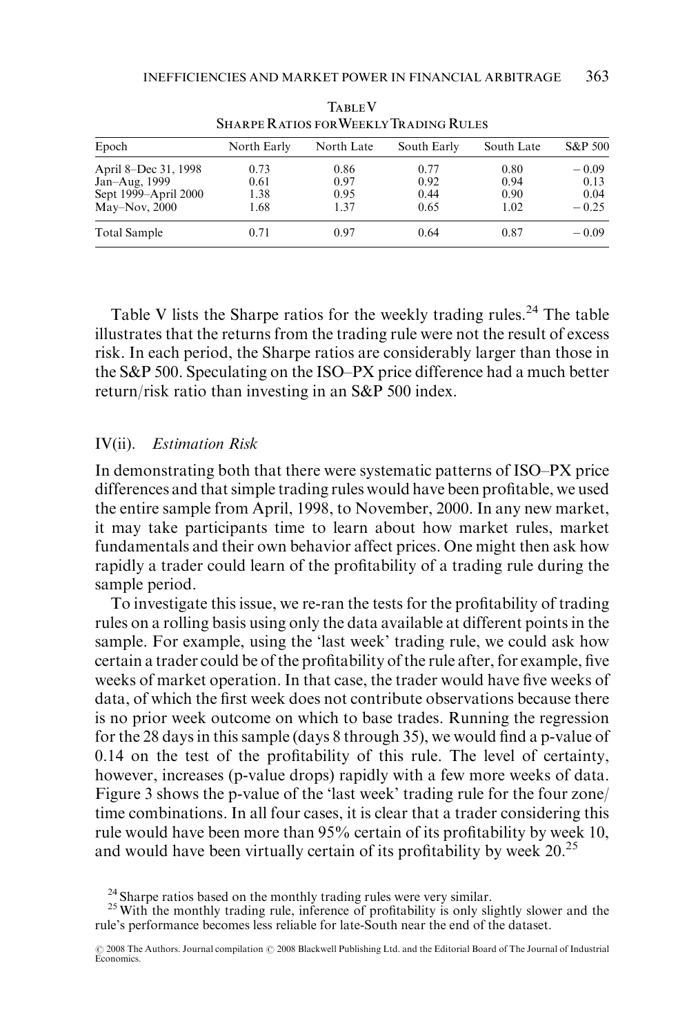Table V
Sharpe Ratios for Weekly Trading Rules

| Epoch | North Early | North Late | South Early | South Late | S&P 500 |
|---|---|---|---|---|---|
| April 8–Dec 31, 1998 | 0.73 | 0.86 | 0.77 | 0.80 | −0.09 |
| Jan–Aug, 1999 | 0.61 | 0.97 | 0.92 | 0.94 | 0.13 |
| Sept 1999–April 2000 | 1.38 | 0.95 | 0.44 | 0.90 | 0.04 |
| May–Nov, 2000 | 1.68 | 1.37 | 0.65 | 1.02 | −0.25 |
| Total Sample | 0.71 | 0.97 | 0.64 | 0.87 | −0.09 |

Table V lists the Sharpe ratios for the weekly trading rules.[24] The table illustrates that the returns from the trading rule were not the result of excess risk. In each period, the Sharpe ratios are considerably larger than those in the S&P 500. Speculating on the ISO–PX price difference had a much better return/risk ratio than investing in an S&P 500 index.

## IV(ii). *Estimation Risk*

In demonstrating both that there were systematic patterns of ISO–PX price differences and that simple trading rules would have been profitable, we used the entire sample from April, 1998, to November, 2000. In any new market, it may take participants time to learn about how market rules, market fundamentals and their own behavior affect prices. One might then ask how rapidly a trader could learn of the profitability of a trading rule during the sample period.

To investigate this issue, we re-ran the tests for the profitability of trading rules on a rolling basis using only the data available at different points in the sample. For example, using the 'last week' trading rule, we could ask how certain a trader could be of the profitability of the rule after, for example, five weeks of market operation. In that case, the trader would have five weeks of data, of which the first week does not contribute observations because there is no prior week outcome on which to base trades. Running the regression for the 28 days in this sample (days 8 through 35), we would find a p-value of 0.14 on the test of the profitability of this rule. The level of certainty, however, increases (p-value drops) rapidly with a few more weeks of data. Figure 3 shows the p-value of the 'last week' trading rule for the four zone/time combinations. In all four cases, it is clear that a trader considering this rule would have been more than 95% certain of its profitability by week 10, and would have been virtually certain of its profitability by week 20.[25]

[24] Sharpe ratios based on the monthly trading rules were very similar.

[25] With the monthly trading rule, inference of profitability is only slightly slower and the rule's performance becomes less reliable for late-South near the end of the dataset.

© 2008 The Authors. Journal compilation © 2008 Blackwell Publishing Ltd. and the Editorial Board of The Journal of Industrial Economics.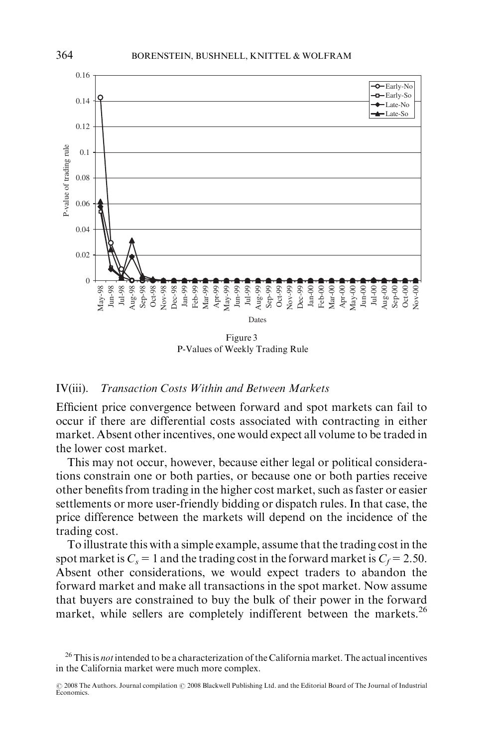Figure 3
P-Values of Weekly Trading Rule

### IV(iii). *Transaction Costs Within and Between Markets*

Efficient price convergence between forward and spot markets can fail to occur if there are differential costs associated with contracting in either market. Absent other incentives, one would expect all volume to be traded in the lower cost market.

This may not occur, however, because either legal or political considerations constrain one or both parties, or because one or both parties receive other benefits from trading in the higher cost market, such as faster or easier settlements or more user-friendly bidding or dispatch rules. In that case, the price difference between the markets will depend on the incidence of the trading cost.

To illustrate this with a simple example, assume that the trading cost in the spot market is $C_s = 1$ and the trading cost in the forward market is $C_f = 2.50$. Absent other considerations, we would expect traders to abandon the forward market and make all transactions in the spot market. Now assume that buyers are constrained to buy the bulk of their power in the forward market, while sellers are completely indifferent between the markets.[26]

[26] This is *not* intended to be a characterization of the California market. The actual incentives in the California market were much more complex.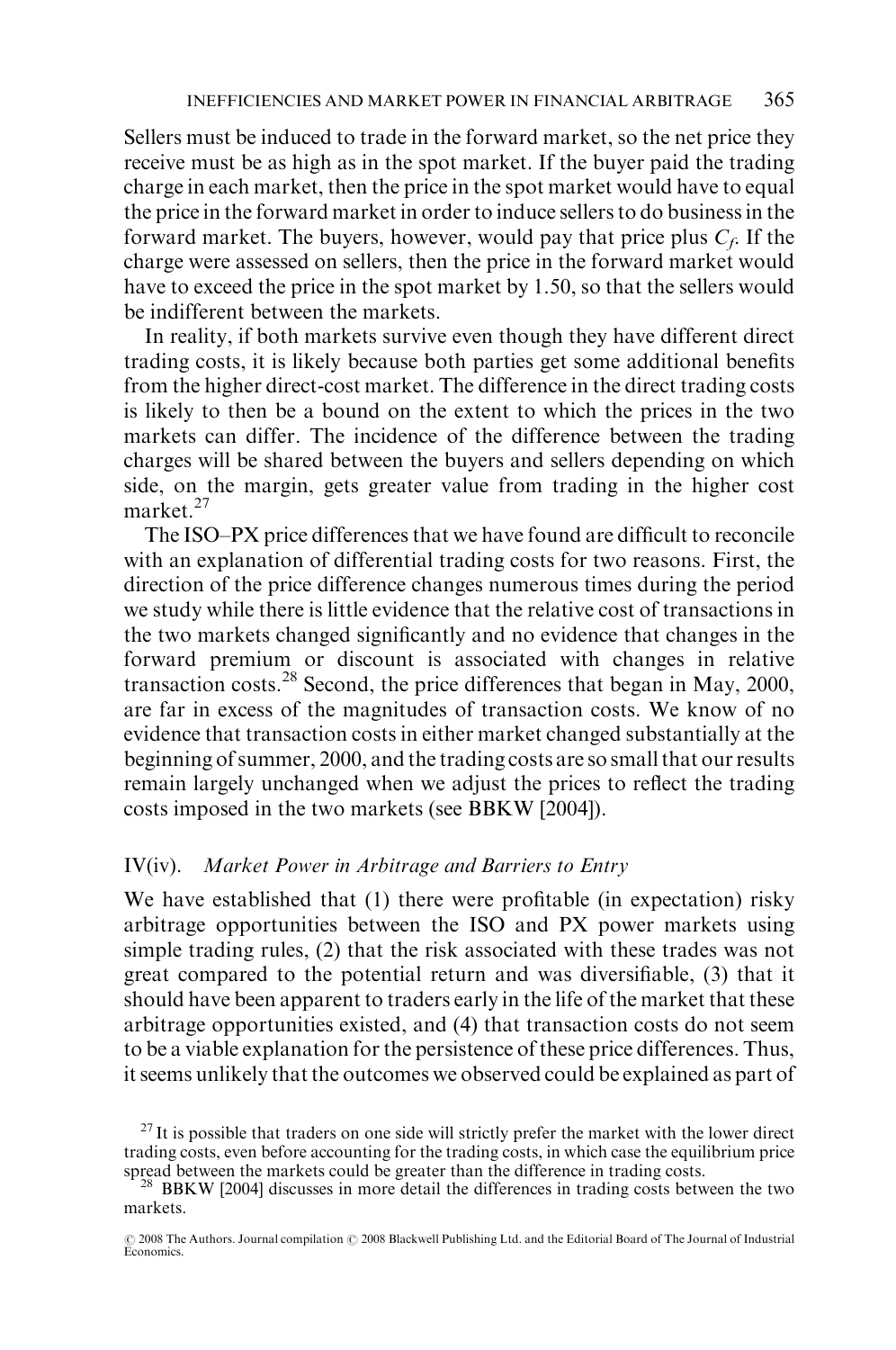Sellers must be induced to trade in the forward market, so the net price they receive must be as high as in the spot market. If the buyer paid the trading charge in each market, then the price in the spot market would have to equal the price in the forward market in order to induce sellers to do business in the forward market. The buyers, however, would pay that price plus $C_f$. If the charge were assessed on sellers, then the price in the forward market would have to exceed the price in the spot market by 1.50, so that the sellers would be indifferent between the markets.

In reality, if both markets survive even though they have different direct trading costs, it is likely because both parties get some additional benefits from the higher direct-cost market. The difference in the direct trading costs is likely to then be a bound on the extent to which the prices in the two markets can differ. The incidence of the difference between the trading charges will be shared between the buyers and sellers depending on which side, on the margin, gets greater value from trading in the higher cost market.[27]

The ISO–PX price differences that we have found are difficult to reconcile with an explanation of differential trading costs for two reasons. First, the direction of the price difference changes numerous times during the period we study while there is little evidence that the relative cost of transactions in the two markets changed significantly and no evidence that changes in the forward premium or discount is associated with changes in relative transaction costs.[28] Second, the price differences that began in May, 2000, are far in excess of the magnitudes of transaction costs. We know of no evidence that transaction costs in either market changed substantially at the beginning of summer, 2000, and the trading costs are so small that our results remain largely unchanged when we adjust the prices to reflect the trading costs imposed in the two markets (see BBKW [2004]).

## IV(iv). *Market Power in Arbitrage and Barriers to Entry*

We have established that (1) there were profitable (in expectation) risky arbitrage opportunities between the ISO and PX power markets using simple trading rules, (2) that the risk associated with these trades was not great compared to the potential return and was diversifiable, (3) that it should have been apparent to traders early in the life of the market that these arbitrage opportunities existed, and (4) that transaction costs do not seem to be a viable explanation for the persistence of these price differences. Thus, it seems unlikely that the outcomes we observed could be explained as part of

[27] It is possible that traders on one side will strictly prefer the market with the lower direct trading costs, even before accounting for the trading costs, in which case the equilibrium price spread between the markets could be greater than the difference in trading costs.

[28] BBKW [2004] discusses in more detail the differences in trading costs between the two markets.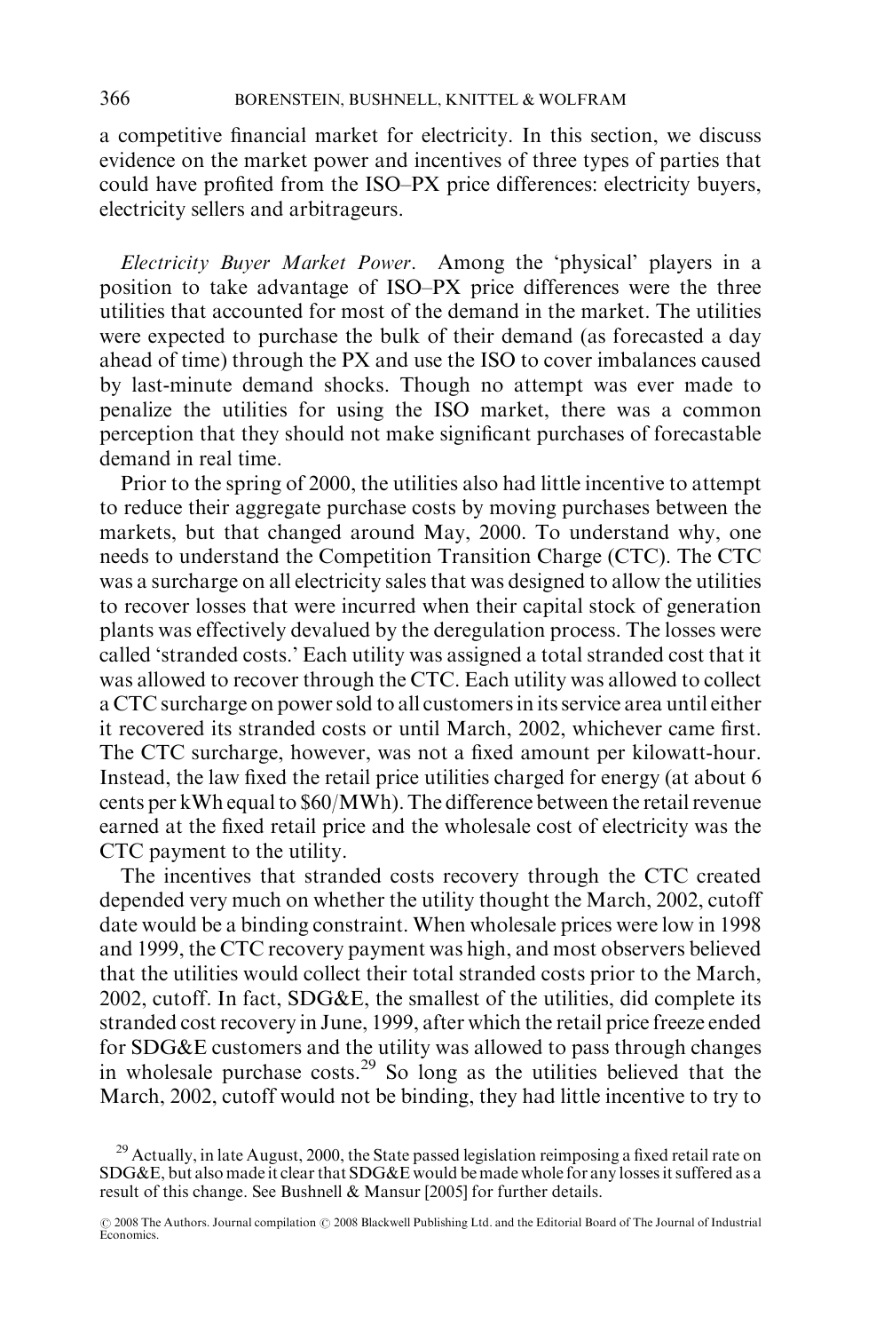a competitive financial market for electricity. In this section, we discuss evidence on the market power and incentives of three types of parties that could have profited from the ISO–PX price differences: electricity buyers, electricity sellers and arbitrageurs.

*Electricity Buyer Market Power*. Among the 'physical' players in a position to take advantage of ISO–PX price differences were the three utilities that accounted for most of the demand in the market. The utilities were expected to purchase the bulk of their demand (as forecasted a day ahead of time) through the PX and use the ISO to cover imbalances caused by last-minute demand shocks. Though no attempt was ever made to penalize the utilities for using the ISO market, there was a common perception that they should not make significant purchases of forecastable demand in real time.

Prior to the spring of 2000, the utilities also had little incentive to attempt to reduce their aggregate purchase costs by moving purchases between the markets, but that changed around May, 2000. To understand why, one needs to understand the Competition Transition Charge (CTC). The CTC was a surcharge on all electricity sales that was designed to allow the utilities to recover losses that were incurred when their capital stock of generation plants was effectively devalued by the deregulation process. The losses were called 'stranded costs.' Each utility was assigned a total stranded cost that it was allowed to recover through the CTC. Each utility was allowed to collect a CTC surcharge on power sold to all customers in its service area until either it recovered its stranded costs or until March, 2002, whichever came first. The CTC surcharge, however, was not a fixed amount per kilowatt-hour. Instead, the law fixed the retail price utilities charged for energy (at about 6 cents per kWh equal to \$60/MWh). The difference between the retail revenue earned at the fixed retail price and the wholesale cost of electricity was the CTC payment to the utility.

The incentives that stranded costs recovery through the CTC created depended very much on whether the utility thought the March, 2002, cutoff date would be a binding constraint. When wholesale prices were low in 1998 and 1999, the CTC recovery payment was high, and most observers believed that the utilities would collect their total stranded costs prior to the March, 2002, cutoff. In fact, SDG&E, the smallest of the utilities, did complete its stranded cost recovery in June, 1999, after which the retail price freeze ended for SDG&E customers and the utility was allowed to pass through changes in wholesale purchase costs.[29] So long as the utilities believed that the March, 2002, cutoff would not be binding, they had little incentive to try to

[29] Actually, in late August, 2000, the State passed legislation reimposing a fixed retail rate on SDG&E, but also made it clear that SDG&E would be made whole for any losses it suffered as a result of this change. See Bushnell & Mansur [2005] for further details.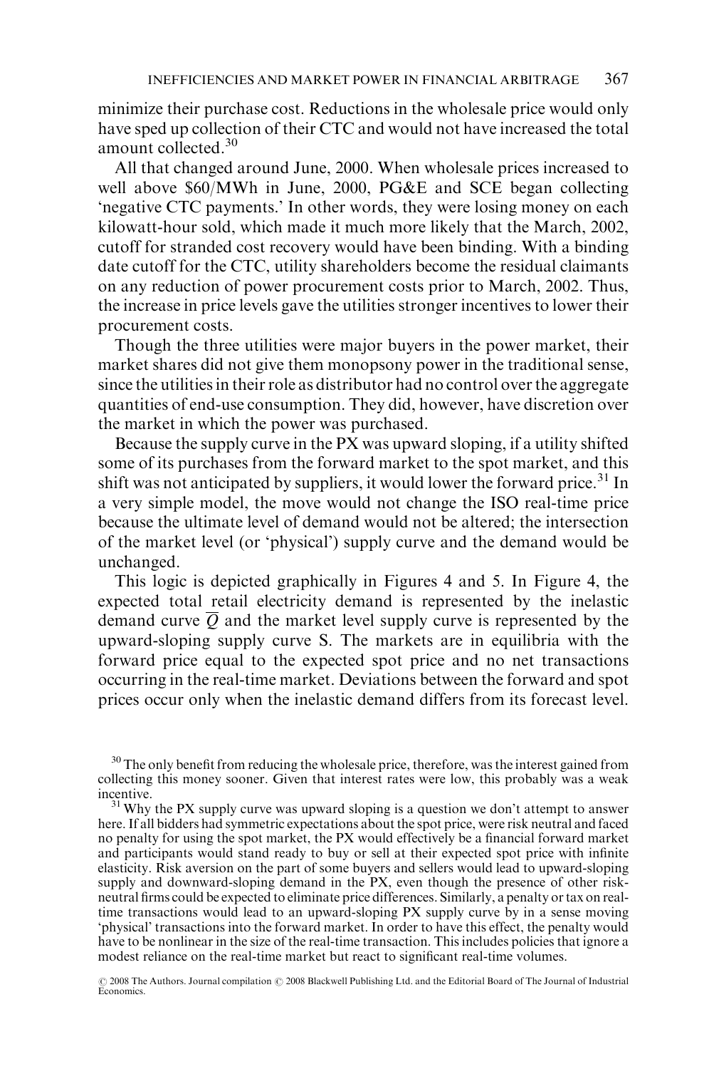minimize their purchase cost. Reductions in the wholesale price would only have sped up collection of their CTC and would not have increased the total amount collected.[30]

All that changed around June, 2000. When wholesale prices increased to well above \$60/MWh in June, 2000, PG&E and SCE began collecting 'negative CTC payments.' In other words, they were losing money on each kilowatt-hour sold, which made it much more likely that the March, 2002, cutoff for stranded cost recovery would have been binding. With a binding date cutoff for the CTC, utility shareholders become the residual claimants on any reduction of power procurement costs prior to March, 2002. Thus, the increase in price levels gave the utilities stronger incentives to lower their procurement costs.

Though the three utilities were major buyers in the power market, their market shares did not give them monopsony power in the traditional sense, since the utilities in their role as distributor had no control over the aggregate quantities of end-use consumption. They did, however, have discretion over the market in which the power was purchased.

Because the supply curve in the PX was upward sloping, if a utility shifted some of its purchases from the forward market to the spot market, and this shift was not anticipated by suppliers, it would lower the forward price.[31] In a very simple model, the move would not change the ISO real-time price because the ultimate level of demand would not be altered; the intersection of the market level (or 'physical') supply curve and the demand would be unchanged.

This logic is depicted graphically in Figures 4 and 5. In Figure 4, the expected total retail electricity demand is represented by the inelastic demand curve $\overline{Q}$ and the market level supply curve is represented by the upward-sloping supply curve S. The markets are in equilibria with the forward price equal to the expected spot price and no net transactions occurring in the real-time market. Deviations between the forward and spot prices occur only when the inelastic demand differs from its forecast level.

[30] The only benefit from reducing the wholesale price, therefore, was the interest gained from collecting this money sooner. Given that interest rates were low, this probably was a weak incentive.

[31] Why the PX supply curve was upward sloping is a question we don't attempt to answer here. If all bidders had symmetric expectations about the spot price, were risk neutral and faced no penalty for using the spot market, the PX would effectively be a financial forward market and participants would stand ready to buy or sell at their expected spot price with infinite elasticity. Risk aversion on the part of some buyers and sellers would lead to upward-sloping supply and downward-sloping demand in the PX, even though the presence of other risk-neutral firms could be expected to eliminate price differences. Similarly, a penalty or tax on real-time transactions would lead to an upward-sloping PX supply curve by in a sense moving 'physical' transactions into the forward market. In order to have this effect, the penalty would have to be nonlinear in the size of the real-time transaction. This includes policies that ignore a modest reliance on the real-time market but react to significant real-time volumes.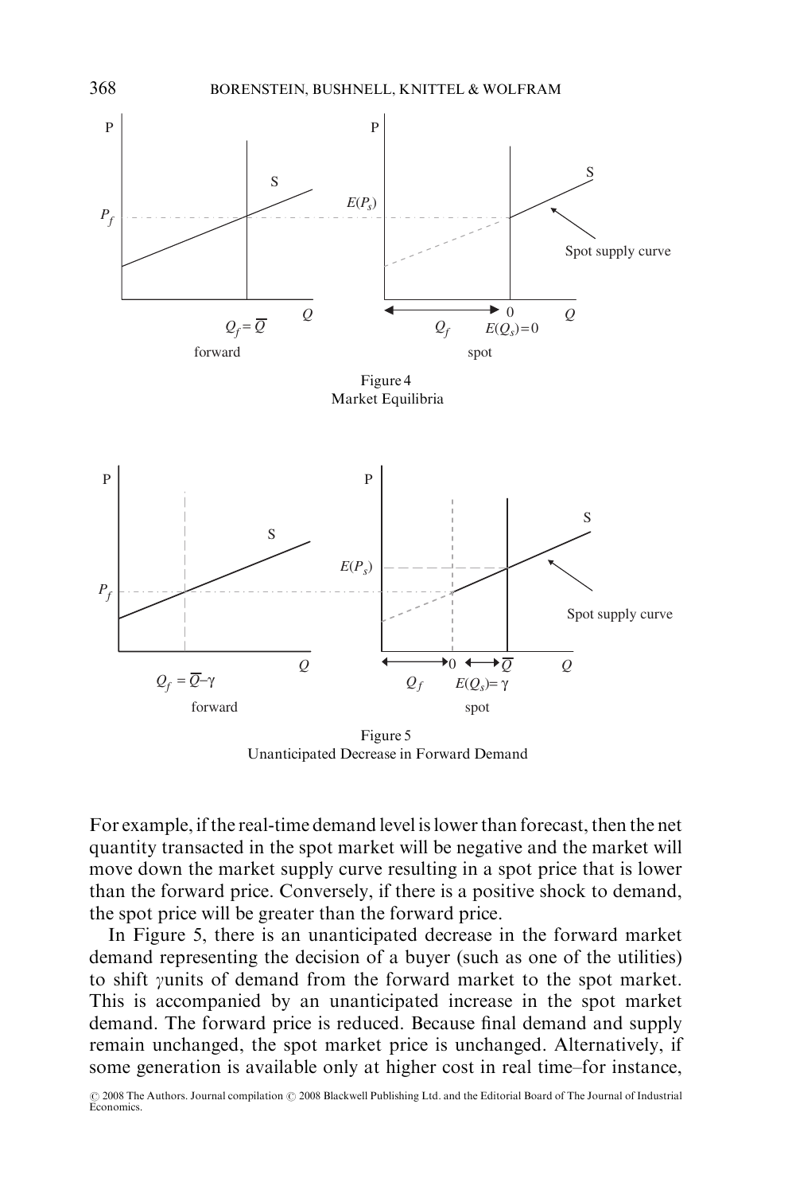Figure 4
Market Equilibria

Figure 5
Unanticipated Decrease in Forward Demand

For example, if the real-time demand level is lower than forecast, then the net quantity transacted in the spot market will be negative and the market will move down the market supply curve resulting in a spot price that is lower than the forward price. Conversely, if there is a positive shock to demand, the spot price will be greater than the forward price.

In Figure 5, there is an unanticipated decrease in the forward market demand representing the decision of a buyer (such as one of the utilities) to shift $\gamma$ units of demand from the forward market to the spot market. This is accompanied by an unanticipated increase in the spot market demand. The forward price is reduced. Because final demand and supply remain unchanged, the spot market price is unchanged. Alternatively, if some generation is available only at higher cost in real time–for instance,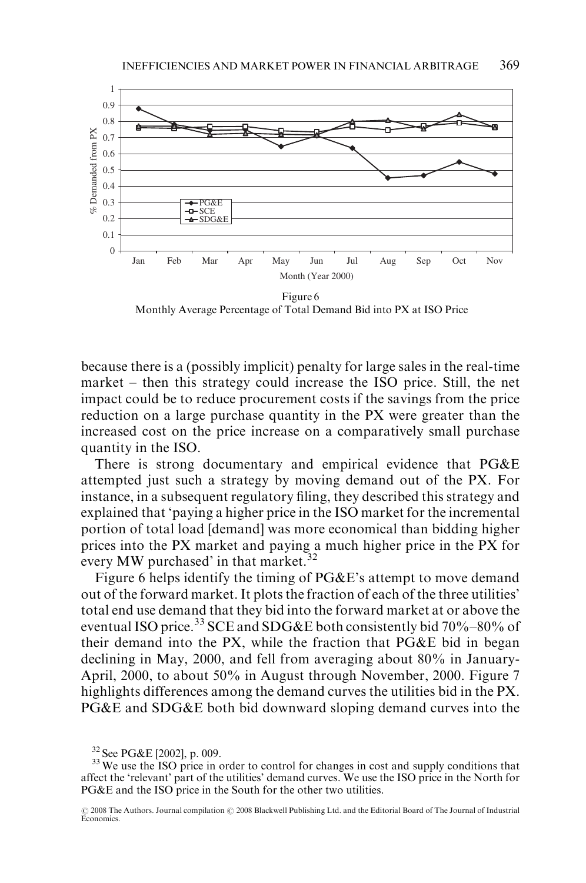Figure 6
Monthly Average Percentage of Total Demand Bid into PX at ISO Price

because there is a (possibly implicit) penalty for large sales in the real-time market – then this strategy could increase the ISO price. Still, the net impact could be to reduce procurement costs if the savings from the price reduction on a large purchase quantity in the PX were greater than the increased cost on the price increase on a comparatively small purchase quantity in the ISO.

There is strong documentary and empirical evidence that PG&E attempted just such a strategy by moving demand out of the PX. For instance, in a subsequent regulatory filing, they described this strategy and explained that 'paying a higher price in the ISO market for the incremental portion of total load [demand] was more economical than bidding higher prices into the PX market and paying a much higher price in the PX for every MW purchased' in that market.[32]

Figure 6 helps identify the timing of PG&E's attempt to move demand out of the forward market. It plots the fraction of each of the three utilities' total end use demand that they bid into the forward market at or above the eventual ISO price.[33] SCE and SDG&E both consistently bid 70%–80% of their demand into the PX, while the fraction that PG&E bid in began declining in May, 2000, and fell from averaging about 80% in January-April, 2000, to about 50% in August through November, 2000. Figure 7 highlights differences among the demand curves the utilities bid in the PX. PG&E and SDG&E both bid downward sloping demand curves into the

[32] See PG&E [2002], p. 009.

[33] We use the ISO price in order to control for changes in cost and supply conditions that affect the 'relevant' part of the utilities' demand curves. We use the ISO price in the North for PG&E and the ISO price in the South for the other two utilities.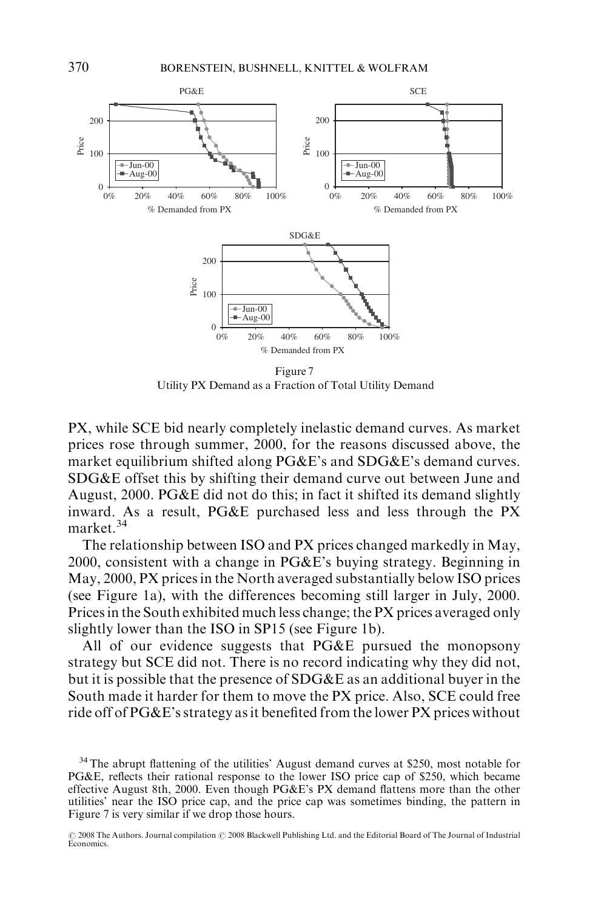Figure 7
Utility PX Demand as a Fraction of Total Utility Demand

PX, while SCE bid nearly completely inelastic demand curves. As market prices rose through summer, 2000, for the reasons discussed above, the market equilibrium shifted along PG&E's and SDG&E's demand curves. SDG&E offset this by shifting their demand curve out between June and August, 2000. PG&E did not do this; in fact it shifted its demand slightly inward. As a result, PG&E purchased less and less through the PX market.[34]

The relationship between ISO and PX prices changed markedly in May, 2000, consistent with a change in PG&E's buying strategy. Beginning in May, 2000, PX prices in the North averaged substantially below ISO prices (see Figure 1a), with the differences becoming still larger in July, 2000. Prices in the South exhibited much less change; the PX prices averaged only slightly lower than the ISO in SP15 (see Figure 1b).

All of our evidence suggests that PG&E pursued the monopsony strategy but SCE did not. There is no record indicating why they did not, but it is possible that the presence of SDG&E as an additional buyer in the South made it harder for them to move the PX price. Also, SCE could free ride off of PG&E's strategy as it benefited from the lower PX prices without

[34] The abrupt flattening of the utilities' August demand curves at \$250, most notable for PG&E, reflects their rational response to the lower ISO price cap of \$250, which became effective August 8th, 2000. Even though PG&E's PX demand flattens more than the other utilities' near the ISO price cap, and the price cap was sometimes binding, the pattern in Figure 7 is very similar if we drop those hours.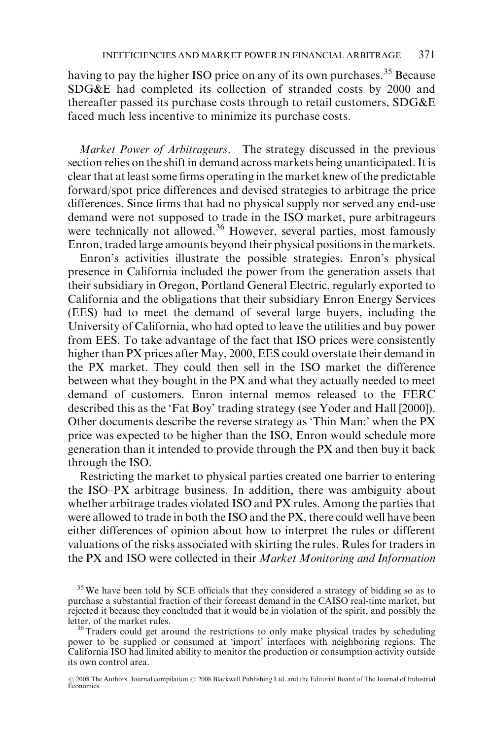having to pay the higher ISO price on any of its own purchases.[35] Because SDG&E had completed its collection of stranded costs by 2000 and thereafter passed its purchase costs through to retail customers, SDG&E faced much less incentive to minimize its purchase costs.

*Market Power of Arbitrageurs.* The strategy discussed in the previous section relies on the shift in demand across markets being unanticipated. It is clear that at least some firms operating in the market knew of the predictable forward/spot price differences and devised strategies to arbitrage the price differences. Since firms that had no physical supply nor served any end-use demand were not supposed to trade in the ISO market, pure arbitrageurs were technically not allowed.[36] However, several parties, most famously Enron, traded large amounts beyond their physical positions in the markets.

Enron's activities illustrate the possible strategies. Enron's physical presence in California included the power from the generation assets that their subsidiary in Oregon, Portland General Electric, regularly exported to California and the obligations that their subsidiary Enron Energy Services (EES) had to meet the demand of several large buyers, including the University of California, who had opted to leave the utilities and buy power from EES. To take advantage of the fact that ISO prices were consistently higher than PX prices after May, 2000, EES could overstate their demand in the PX market. They could then sell in the ISO market the difference between what they bought in the PX and what they actually needed to meet demand of customers. Enron internal memos released to the FERC described this as the 'Fat Boy' trading strategy (see Yoder and Hall [2000]). Other documents describe the reverse strategy as 'Thin Man:' when the PX price was expected to be higher than the ISO, Enron would schedule more generation than it intended to provide through the PX and then buy it back through the ISO.

Restricting the market to physical parties created one barrier to entering the ISO–PX arbitrage business. In addition, there was ambiguity about whether arbitrage trades violated ISO and PX rules. Among the parties that were allowed to trade in both the ISO and the PX, there could well have been either differences of opinion about how to interpret the rules or different valuations of the risks associated with skirting the rules. Rules for traders in the PX and ISO were collected in their *Market Monitoring and Information*

[35] We have been told by SCE officials that they considered a strategy of bidding so as to purchase a substantial fraction of their forecast demand in the CAISO real-time market, but rejected it because they concluded that it would be in violation of the spirit, and possibly the letter, of the market rules.

[36] Traders could get around the restrictions to only make physical trades by scheduling power to be supplied or consumed at 'import' interfaces with neighboring regions. The California ISO had limited ability to monitor the production or consumption activity outside its own control area.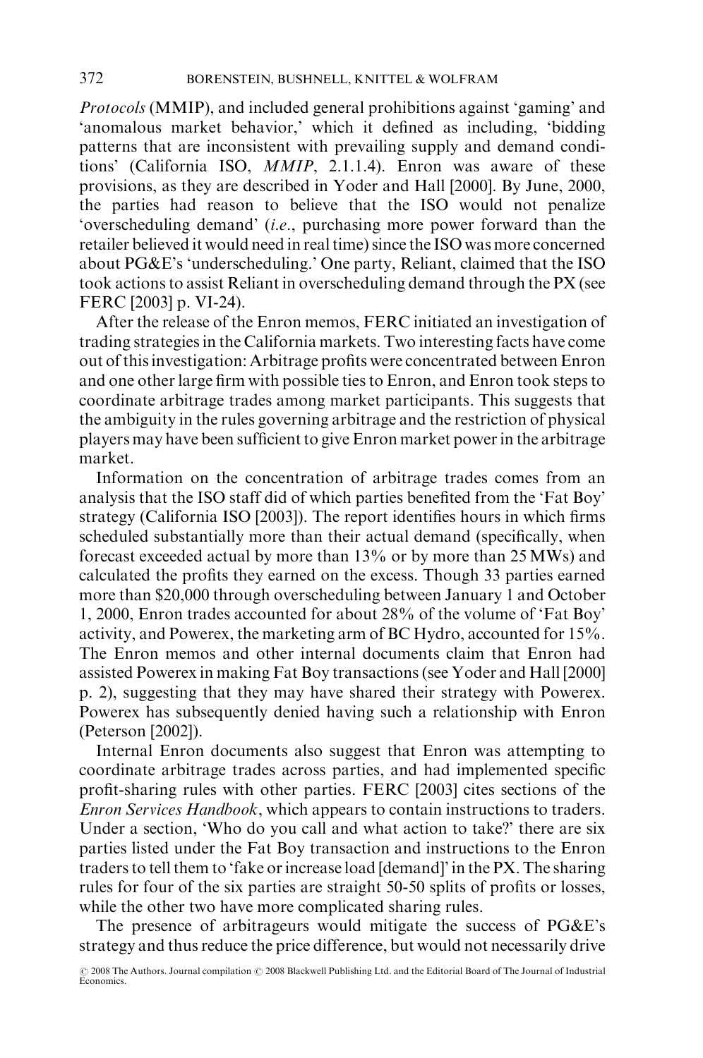*Protocols* (MMIP), and included general prohibitions against 'gaming' and 'anomalous market behavior,' which it defined as including, 'bidding patterns that are inconsistent with prevailing supply and demand conditions' (California ISO, *MMIP*, 2.1.1.4). Enron was aware of these provisions, as they are described in Yoder and Hall [2000]. By June, 2000, the parties had reason to believe that the ISO would not penalize 'overscheduling demand' (*i.e.*, purchasing more power forward than the retailer believed it would need in real time) since the ISO was more concerned about PG&E's 'underscheduling.' One party, Reliant, claimed that the ISO took actions to assist Reliant in overscheduling demand through the PX (see FERC [2003] p. VI-24).

After the release of the Enron memos, FERC initiated an investigation of trading strategies in the California markets. Two interesting facts have come out of this investigation: Arbitrage profits were concentrated between Enron and one other large firm with possible ties to Enron, and Enron took steps to coordinate arbitrage trades among market participants. This suggests that the ambiguity in the rules governing arbitrage and the restriction of physical players may have been sufficient to give Enron market power in the arbitrage market.

Information on the concentration of arbitrage trades comes from an analysis that the ISO staff did of which parties benefited from the 'Fat Boy' strategy (California ISO [2003]). The report identifies hours in which firms scheduled substantially more than their actual demand (specifically, when forecast exceeded actual by more than 13% or by more than 25 MWs) and calculated the profits they earned on the excess. Though 33 parties earned more than \$20,000 through overscheduling between January 1 and October 1, 2000, Enron trades accounted for about 28% of the volume of 'Fat Boy' activity, and Powerex, the marketing arm of BC Hydro, accounted for 15%. The Enron memos and other internal documents claim that Enron had assisted Powerex in making Fat Boy transactions (see Yoder and Hall [2000] p. 2), suggesting that they may have shared their strategy with Powerex. Powerex has subsequently denied having such a relationship with Enron (Peterson [2002]).

Internal Enron documents also suggest that Enron was attempting to coordinate arbitrage trades across parties, and had implemented specific profit-sharing rules with other parties. FERC [2003] cites sections of the *Enron Services Handbook*, which appears to contain instructions to traders. Under a section, 'Who do you call and what action to take?' there are six parties listed under the Fat Boy transaction and instructions to the Enron traders to tell them to 'fake or increase load [demand]' in the PX. The sharing rules for four of the six parties are straight 50-50 splits of profits or losses, while the other two have more complicated sharing rules.

The presence of arbitrageurs would mitigate the success of PG&E's strategy and thus reduce the price difference, but would not necessarily drive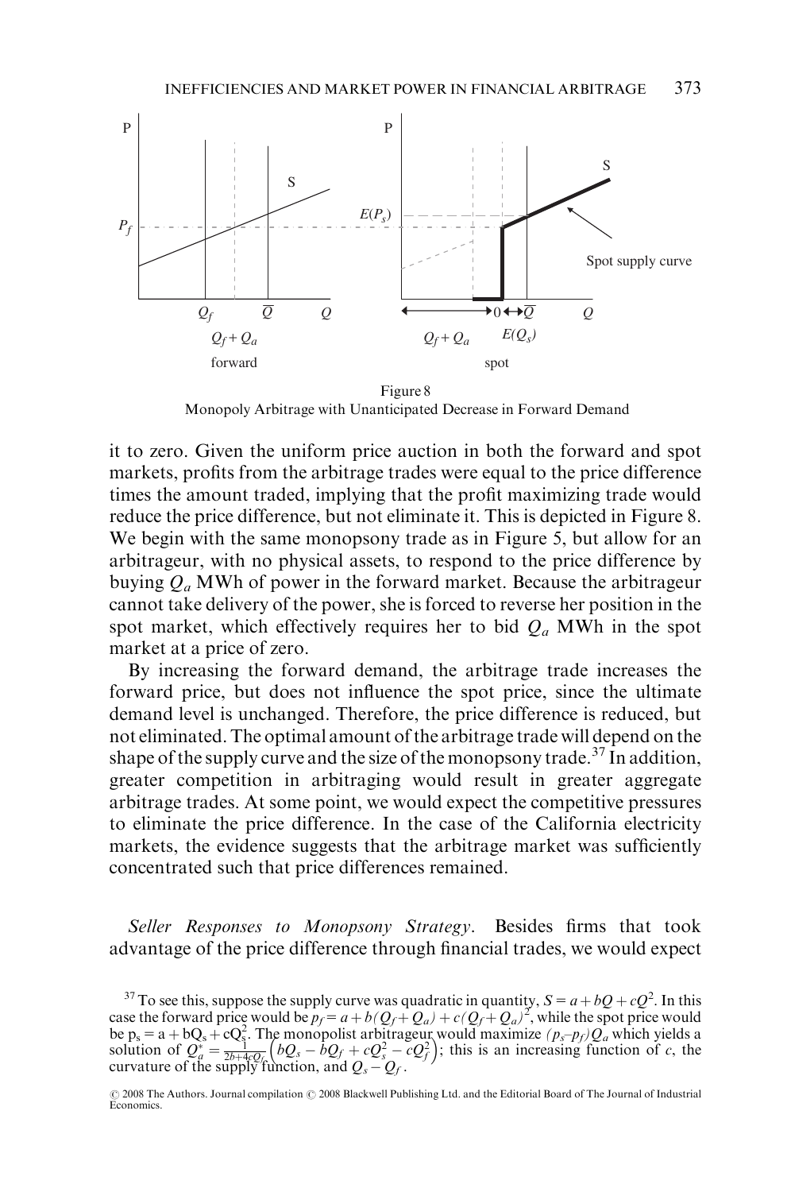Figure 8
Monopoly Arbitrage with Unanticipated Decrease in Forward Demand

it to zero. Given the uniform price auction in both the forward and spot markets, profits from the arbitrage trades were equal to the price difference times the amount traded, implying that the profit maximizing trade would reduce the price difference, but not eliminate it. This is depicted in Figure 8. We begin with the same monopsony trade as in Figure 5, but allow for an arbitrageur, with no physical assets, to respond to the price difference by buying $Q_a$ MWh of power in the forward market. Because the arbitrageur cannot take delivery of the power, she is forced to reverse her position in the spot market, which effectively requires her to bid $Q_a$ MWh in the spot market at a price of zero.

By increasing the forward demand, the arbitrage trade increases the forward price, but does not influence the spot price, since the ultimate demand level is unchanged. Therefore, the price difference is reduced, but not eliminated. The optimal amount of the arbitrage trade will depend on the shape of the supply curve and the size of the monopsony trade.[37] In addition, greater competition in arbitraging would result in greater aggregate arbitrage trades. At some point, we would expect the competitive pressures to eliminate the price difference. In the case of the California electricity markets, the evidence suggests that the arbitrage market was sufficiently concentrated such that price differences remained.

*Seller Responses to Monopsony Strategy*. Besides firms that took advantage of the price difference through financial trades, we would expect

[37] To see this, suppose the supply curve was quadratic in quantity, $S = a + bQ + cQ^2$. In this case the forward price would be $p_f = a + b(Q_f + Q_a) + c(Q_f + Q_a)^2$, while the spot price would be $p_s = a + bQ_s + cQ_s^2$. The monopolist arbitrageur would maximize $(p_s - p_f)Q_a$ which yields a solution of $Q_a^* = \frac{1}{2b+4cQ_f}\left(bQ_s - bQ_f + cQ_s^2 - cQ_f^2\right)$; this is an increasing function of $c$, the curvature of the supply function, and $Q_s - Q_f$.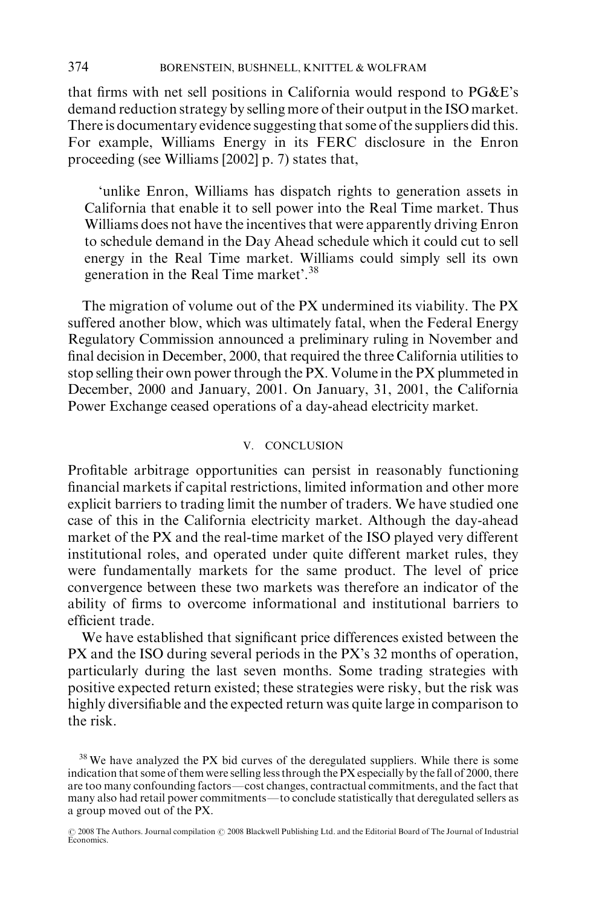that firms with net sell positions in California would respond to PG&E's demand reduction strategy by selling more of their output in the ISO market. There is documentary evidence suggesting that some of the suppliers did this. For example, Williams Energy in its FERC disclosure in the Enron proceeding (see Williams [2002] p. 7) states that,

> 'unlike Enron, Williams has dispatch rights to generation assets in California that enable it to sell power into the Real Time market. Thus Williams does not have the incentives that were apparently driving Enron to schedule demand in the Day Ahead schedule which it could cut to sell energy in the Real Time market. Williams could simply sell its own generation in the Real Time market'.[38]

The migration of volume out of the PX undermined its viability. The PX suffered another blow, which was ultimately fatal, when the Federal Energy Regulatory Commission announced a preliminary ruling in November and final decision in December, 2000, that required the three California utilities to stop selling their own power through the PX. Volume in the PX plummeted in December, 2000 and January, 2001. On January, 31, 2001, the California Power Exchange ceased operations of a day-ahead electricity market.

## V. CONCLUSION

Profitable arbitrage opportunities can persist in reasonably functioning financial markets if capital restrictions, limited information and other more explicit barriers to trading limit the number of traders. We have studied one case of this in the California electricity market. Although the day-ahead market of the PX and the real-time market of the ISO played very different institutional roles, and operated under quite different market rules, they were fundamentally markets for the same product. The level of price convergence between these two markets was therefore an indicator of the ability of firms to overcome informational and institutional barriers to efficient trade.

We have established that significant price differences existed between the PX and the ISO during several periods in the PX's 32 months of operation, particularly during the last seven months. Some trading strategies with positive expected return existed; these strategies were risky, but the risk was highly diversifiable and the expected return was quite large in comparison to the risk.

[38] We have analyzed the PX bid curves of the deregulated suppliers. While there is some indication that some of them were selling less through the PX especially by the fall of 2000, there are too many confounding factors—cost changes, contractual commitments, and the fact that many also had retail power commitments—to conclude statistically that deregulated sellers as a group moved out of the PX.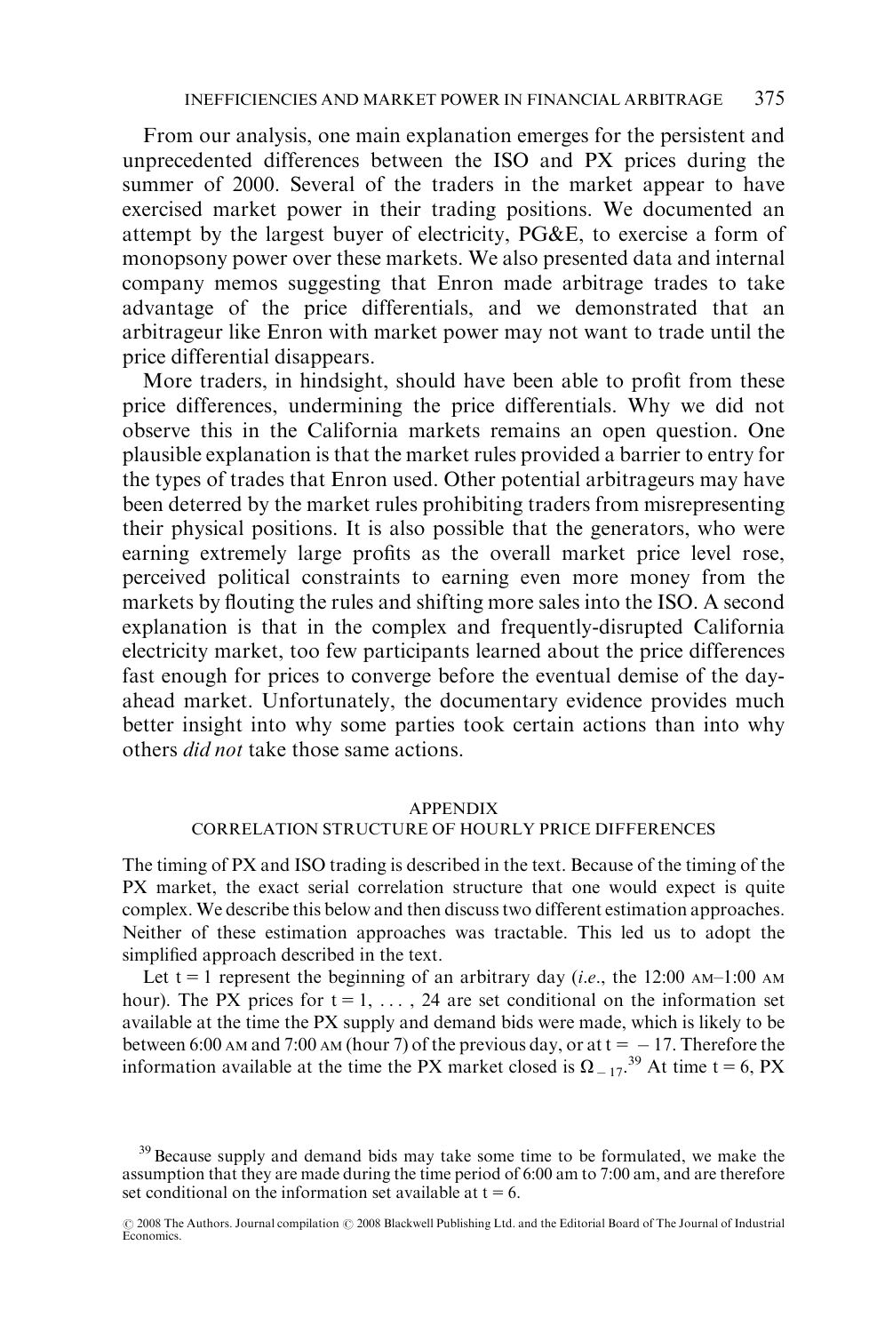From our analysis, one main explanation emerges for the persistent and unprecedented differences between the ISO and PX prices during the summer of 2000. Several of the traders in the market appear to have exercised market power in their trading positions. We documented an attempt by the largest buyer of electricity, PG&E, to exercise a form of monopsony power over these markets. We also presented data and internal company memos suggesting that Enron made arbitrage trades to take advantage of the price differentials, and we demonstrated that an arbitrageur like Enron with market power may not want to trade until the price differential disappears.

More traders, in hindsight, should have been able to profit from these price differences, undermining the price differentials. Why we did not observe this in the California markets remains an open question. One plausible explanation is that the market rules provided a barrier to entry for the types of trades that Enron used. Other potential arbitrageurs may have been deterred by the market rules prohibiting traders from misrepresenting their physical positions. It is also possible that the generators, who were earning extremely large profits as the overall market price level rose, perceived political constraints to earning even more money from the markets by flouting the rules and shifting more sales into the ISO. A second explanation is that in the complex and frequently-disrupted California electricity market, too few participants learned about the price differences fast enough for prices to converge before the eventual demise of the day-ahead market. Unfortunately, the documentary evidence provides much better insight into why some parties took certain actions than into why others *did not* take those same actions.

## APPENDIX
## CORRELATION STRUCTURE OF HOURLY PRICE DIFFERENCES

The timing of PX and ISO trading is described in the text. Because of the timing of the PX market, the exact serial correlation structure that one would expect is quite complex. We describe this below and then discuss two different estimation approaches. Neither of these estimation approaches was tractable. This led us to adopt the simplified approach described in the text.

Let $t = 1$ represent the beginning of an arbitrary day (*i.e.*, the 12:00 AM–1:00 AM hour). The PX prices for $t = 1, \ldots, 24$ are set conditional on the information set available at the time the PX supply and demand bids were made, which is likely to be between 6:00 AM and 7:00 AM (hour 7) of the previous day, or at $t = -17$. Therefore the information available at the time the PX market closed is $\Omega_{-17}$.[39] At time $t = 6$, PX

[39] Because supply and demand bids may take some time to be formulated, we make the assumption that they are made during the time period of 6:00 am to 7:00 am, and are therefore set conditional on the information set available at $t = 6$.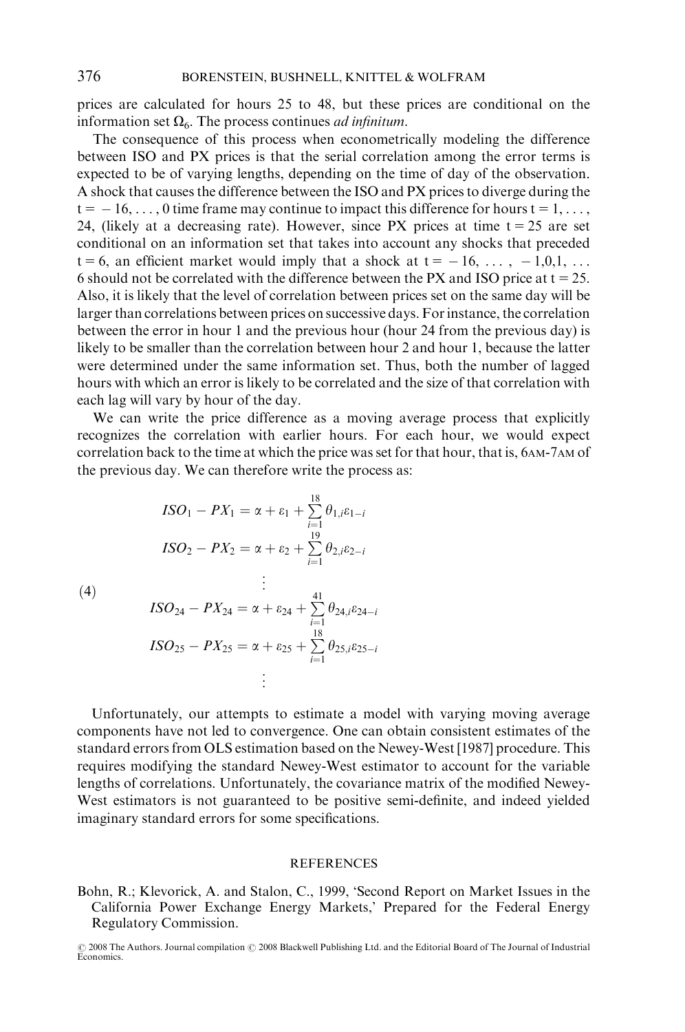prices are calculated for hours 25 to 48, but these prices are conditional on the information set $\Omega_6$. The process continues *ad infinitum*.

The consequence of this process when econometrically modeling the difference between ISO and PX prices is that the serial correlation among the error terms is expected to be of varying lengths, depending on the time of day of the observation. A shock that causes the difference between the ISO and PX prices to diverge during the $t = -16, \ldots, 0$ time frame may continue to impact this difference for hours $t = 1, \ldots, 24$, (likely at a decreasing rate). However, since PX prices at time $t = 25$ are set conditional on an information set that takes into account any shocks that preceded $t = 6$, an efficient market would imply that a shock at $t = -16, \ldots, -1, 0, 1, \ldots 6$ should not be correlated with the difference between the PX and ISO price at $t = 25$. Also, it is likely that the level of correlation between prices set on the same day will be larger than correlations between prices on successive days. For instance, the correlation between the error in hour 1 and the previous hour (hour 24 from the previous day) is likely to be smaller than the correlation between hour 2 and hour 1, because the latter were determined under the same information set. Thus, both the number of lagged hours with which an error is likely to be correlated and the size of that correlation with each lag will vary by hour of the day.

We can write the price difference as a moving average process that explicitly recognizes the correlation with earlier hours. For each hour, we would expect correlation back to the time at which the price was set for that hour, that is, 6AM-7AM of the previous day. We can therefore write the process as:

$$
\begin{aligned}
ISO_1 - PX_1 &= \alpha + \varepsilon_1 + \sum_{i=1}^{18} \theta_{1,i}\varepsilon_{1-i} \\
ISO_2 - PX_2 &= \alpha + \varepsilon_2 + \sum_{i=1}^{19} \theta_{2,i}\varepsilon_{2-i} \\
&\vdots \\
ISO_{24} - PX_{24} &= \alpha + \varepsilon_{24} + \sum_{i=1}^{41} \theta_{24,i}\varepsilon_{24-i} \\
ISO_{25} - PX_{25} &= \alpha + \varepsilon_{25} + \sum_{i=1}^{18} \theta_{25,i}\varepsilon_{25-i} \\
&\vdots
\end{aligned}
\tag{4}
$$

Unfortunately, our attempts to estimate a model with varying moving average components have not led to convergence. One can obtain consistent estimates of the standard errors from OLS estimation based on the Newey-West [1987] procedure. This requires modifying the standard Newey-West estimator to account for the variable lengths of correlations. Unfortunately, the covariance matrix of the modified Newey-West estimators is not guaranteed to be positive semi-definite, and indeed yielded imaginary standard errors for some specifications.

## REFERENCES

Bohn, R.; Klevorick, A. and Stalon, C., 1999, 'Second Report on Market Issues in the California Power Exchange Energy Markets,' Prepared for the Federal Energy Regulatory Commission.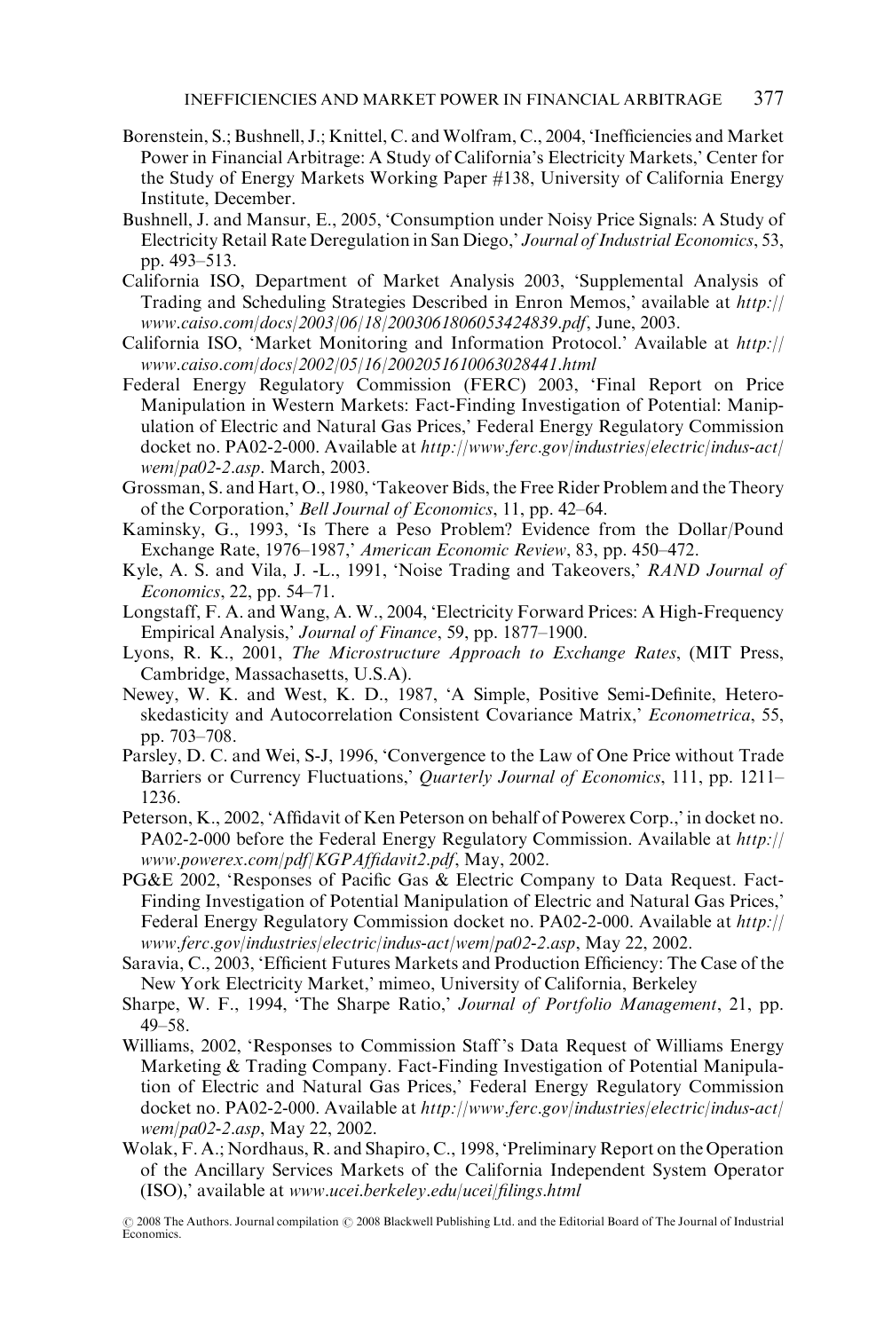Borenstein, S.; Bushnell, J.; Knittel, C. and Wolfram, C., 2004, 'Inefficiencies and Market Power in Financial Arbitrage: A Study of California's Electricity Markets,' Center for the Study of Energy Markets Working Paper #138, University of California Energy Institute, December.

Bushnell, J. and Mansur, E., 2005, 'Consumption under Noisy Price Signals: A Study of Electricity Retail Rate Deregulation in San Diego,' *Journal of Industrial Economics*, 53, pp. 493–513.

California ISO, Department of Market Analysis 2003, 'Supplemental Analysis of Trading and Scheduling Strategies Described in Enron Memos,' available at *http://www.caiso.com/docs/2003/06/18/2003061806053424839.pdf*, June, 2003.

California ISO, 'Market Monitoring and Information Protocol.' Available at *http://www.caiso.com/docs/2002/05/16/2002051610063028441.html*

Federal Energy Regulatory Commission (FERC) 2003, 'Final Report on Price Manipulation in Western Markets: Fact-Finding Investigation of Potential: Manipulation of Electric and Natural Gas Prices,' Federal Energy Regulatory Commission docket no. PA02-2-000. Available at *http://www.ferc.gov/industries/electric/indus-act/wem/pa02-2.asp*. March, 2003.

Grossman, S. and Hart, O., 1980, 'Takeover Bids, the Free Rider Problem and the Theory of the Corporation,' *Bell Journal of Economics*, 11, pp. 42–64.

Kaminsky, G., 1993, 'Is There a Peso Problem? Evidence from the Dollar/Pound Exchange Rate, 1976–1987,' *American Economic Review*, 83, pp. 450–472.

Kyle, A. S. and Vila, J. -L., 1991, 'Noise Trading and Takeovers,' *RAND Journal of Economics*, 22, pp. 54–71.

Longstaff, F. A. and Wang, A. W., 2004, 'Electricity Forward Prices: A High-Frequency Empirical Analysis,' *Journal of Finance*, 59, pp. 1877–1900.

Lyons, R. K., 2001, *The Microstructure Approach to Exchange Rates*, (MIT Press, Cambridge, Massachasetts, U.S.A).

Newey, W. K. and West, K. D., 1987, 'A Simple, Positive Semi-Definite, Heteroskedasticity and Autocorrelation Consistent Covariance Matrix,' *Econometrica*, 55, pp. 703–708.

Parsley, D. C. and Wei, S-J, 1996, 'Convergence to the Law of One Price without Trade Barriers or Currency Fluctuations,' *Quarterly Journal of Economics*, 111, pp. 1211–1236.

Peterson, K., 2002, 'Affidavit of Ken Peterson on behalf of Powerex Corp.,' in docket no. PA02-2-000 before the Federal Energy Regulatory Commission. Available at *http://www.powerex.com/pdf/KGPAffidavit2.pdf*, May, 2002.

PG&E 2002, 'Responses of Pacific Gas & Electric Company to Data Request. Fact-Finding Investigation of Potential Manipulation of Electric and Natural Gas Prices,' Federal Energy Regulatory Commission docket no. PA02-2-000. Available at *http://www.ferc.gov/industries/electric/indus-act/wem/pa02-2.asp*, May 22, 2002.

Saravia, C., 2003, 'Efficient Futures Markets and Production Efficiency: The Case of the New York Electricity Market,' mimeo, University of California, Berkeley

Sharpe, W. F., 1994, 'The Sharpe Ratio,' *Journal of Portfolio Management*, 21, pp. 49–58.

Williams, 2002, 'Responses to Commission Staff's Data Request of Williams Energy Marketing & Trading Company. Fact-Finding Investigation of Potential Manipulation of Electric and Natural Gas Prices,' Federal Energy Regulatory Commission docket no. PA02-2-000. Available at *http://www.ferc.gov/industries/electric/indus-act/wem/pa02-2.asp*, May 22, 2002.

Wolak, F. A.; Nordhaus, R. and Shapiro, C., 1998, 'Preliminary Report on the Operation of the Ancillary Services Markets of the California Independent System Operator (ISO),' available at *www.ucei.berkeley.edu/ucei/filings.html*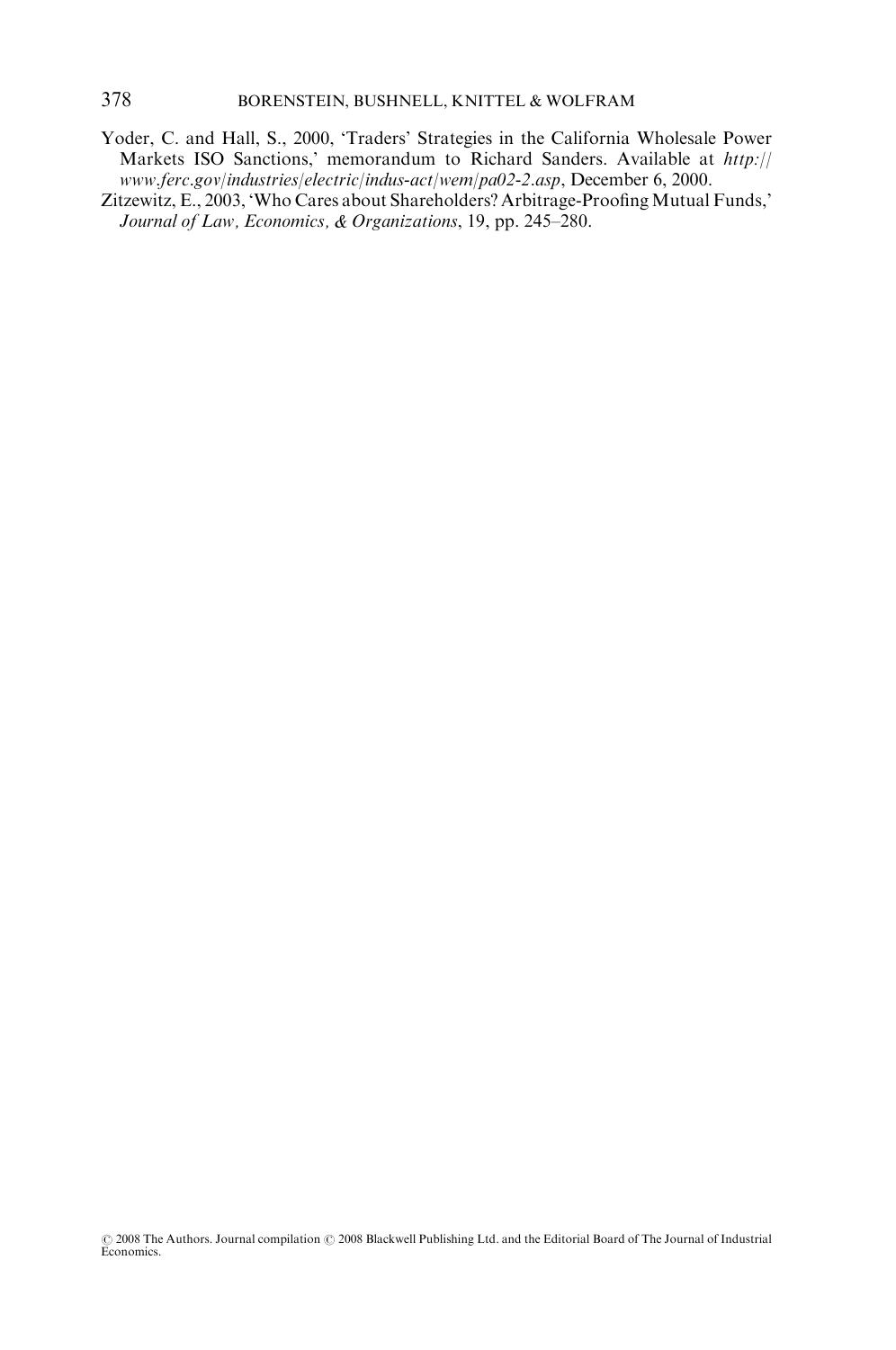Yoder, C. and Hall, S., 2000, 'Traders' Strategies in the California Wholesale Power Markets ISO Sanctions,' memorandum to Richard Sanders. Available at *http://www.ferc.gov/industries/electric/indus-act/wem/pa02-2.asp*, December 6, 2000.

Zitzewitz, E., 2003, 'Who Cares about Shareholders? Arbitrage-Proofing Mutual Funds,' *Journal of Law, Economics, & Organizations*, 19, pp. 245–280.